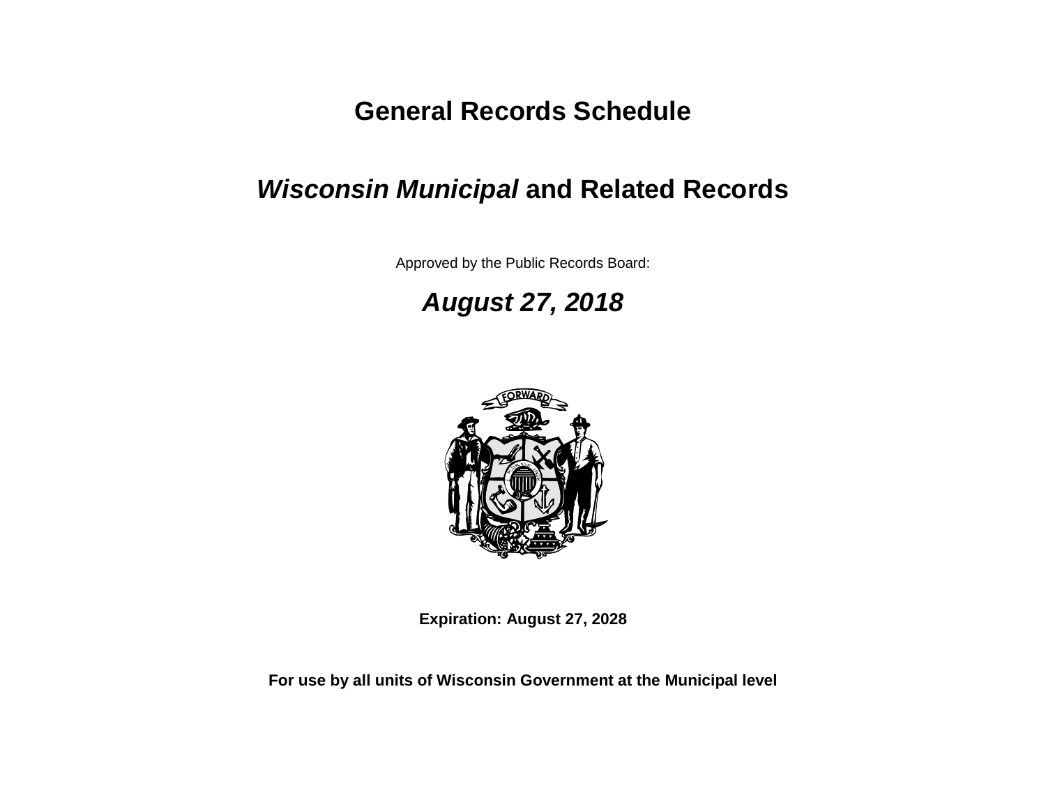# General Records Schedule

## *Wisconsin Municipal* and Related Records

Approved by the Public Records Board:

***August 27, 2018***

**Expiration: August 27, 2028**

**For use by all units of Wisconsin Government at the Municipal level**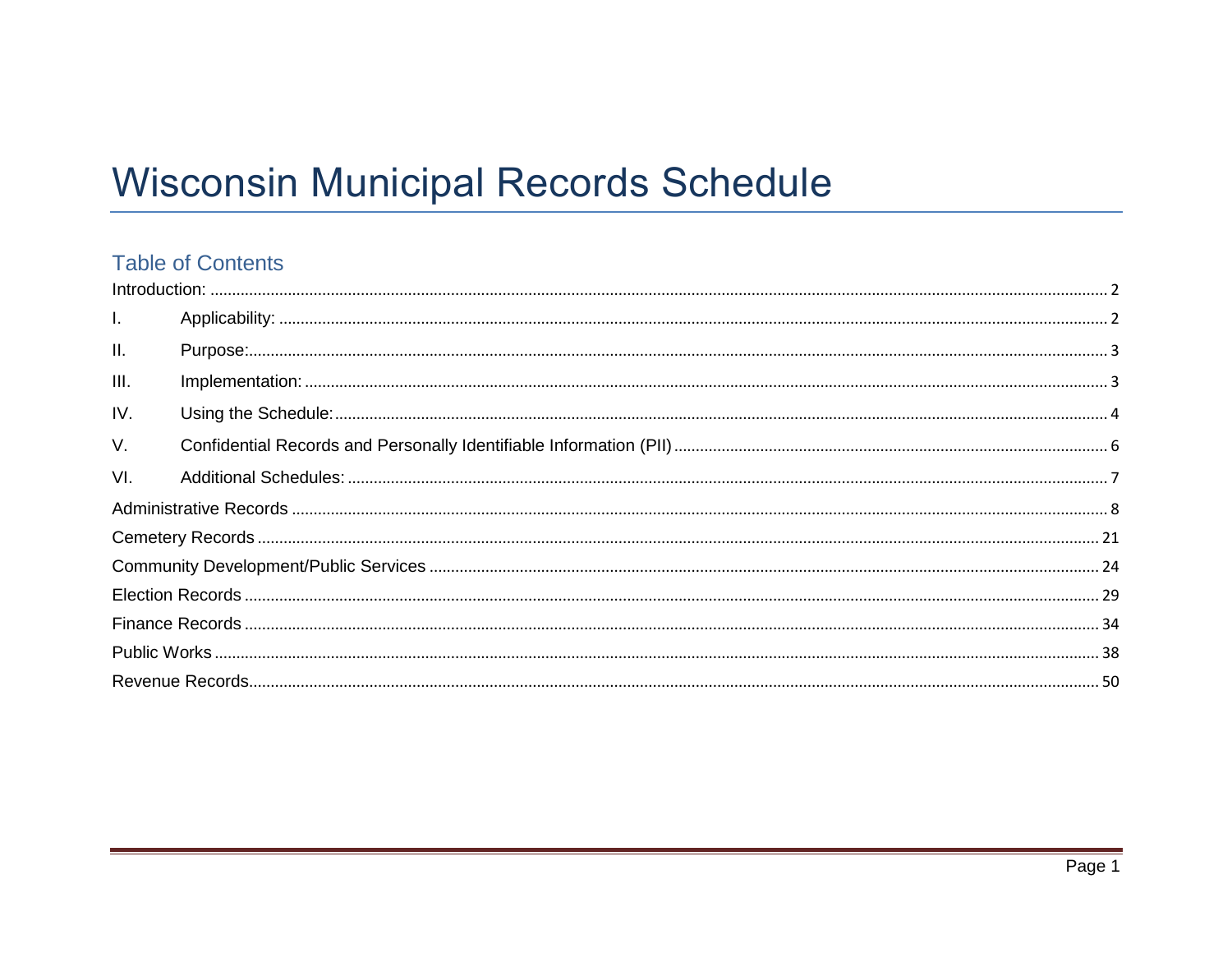# Wisconsin Municipal Records Schedule

## Table of Contents

Introduction: ........ 2

I. Applicability: ........ 2

II. Purpose: ........ 3

III. Implementation: ........ 3

IV. Using the Schedule: ........ 4

V. Confidential Records and Personally Identifiable Information (PII) ........ 6

VI. Additional Schedules: ........ 7

Administrative Records ........ 8

Cemetery Records ........ 21

Community Development/Public Services ........ 24

Election Records ........ 29

Finance Records ........ 34

Public Works ........ 38

Revenue Records ........ 50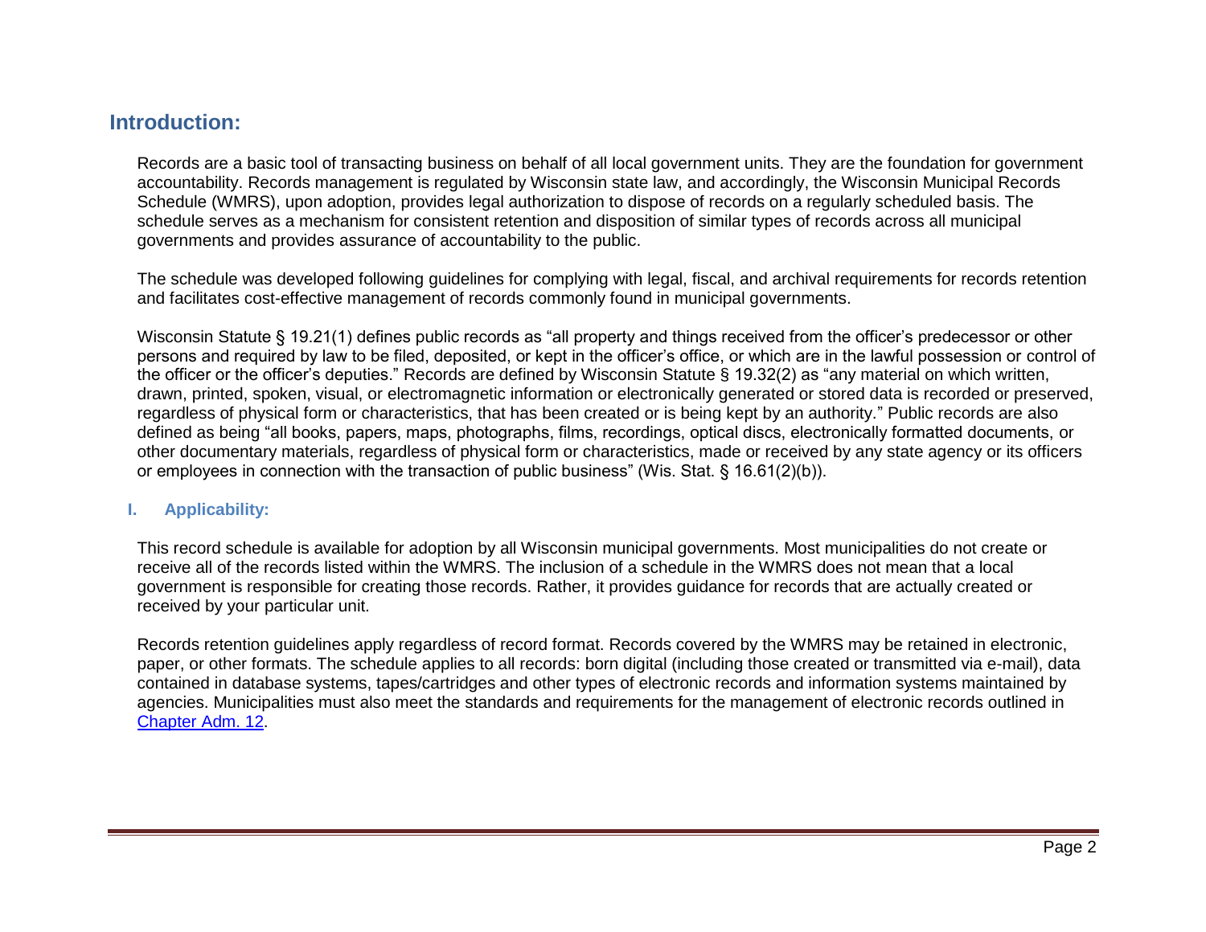## Introduction:

Records are a basic tool of transacting business on behalf of all local government units. They are the foundation for government accountability. Records management is regulated by Wisconsin state law, and accordingly, the Wisconsin Municipal Records Schedule (WMRS), upon adoption, provides legal authorization to dispose of records on a regularly scheduled basis. The schedule serves as a mechanism for consistent retention and disposition of similar types of records across all municipal governments and provides assurance of accountability to the public.

The schedule was developed following guidelines for complying with legal, fiscal, and archival requirements for records retention and facilitates cost-effective management of records commonly found in municipal governments.

Wisconsin Statute § 19.21(1) defines public records as "all property and things received from the officer's predecessor or other persons and required by law to be filed, deposited, or kept in the officer's office, or which are in the lawful possession or control of the officer or the officer's deputies." Records are defined by Wisconsin Statute § 19.32(2) as "any material on which written, drawn, printed, spoken, visual, or electromagnetic information or electronically generated or stored data is recorded or preserved, regardless of physical form or characteristics, that has been created or is being kept by an authority." Public records are also defined as being "all books, papers, maps, photographs, films, recordings, optical discs, electronically formatted documents, or other documentary materials, regardless of physical form or characteristics, made or received by any state agency or its officers or employees in connection with the transaction of public business" (Wis. Stat. § 16.61(2)(b)).

### I. Applicability:

This record schedule is available for adoption by all Wisconsin municipal governments. Most municipalities do not create or receive all of the records listed within the WMRS. The inclusion of a schedule in the WMRS does not mean that a local government is responsible for creating those records. Rather, it provides guidance for records that are actually created or received by your particular unit.

Records retention guidelines apply regardless of record format. Records covered by the WMRS may be retained in electronic, paper, or other formats. The schedule applies to all records: born digital (including those created or transmitted via e-mail), data contained in database systems, tapes/cartridges and other types of electronic records and information systems maintained by agencies. Municipalities must also meet the standards and requirements for the management of electronic records outlined in Chapter Adm. 12.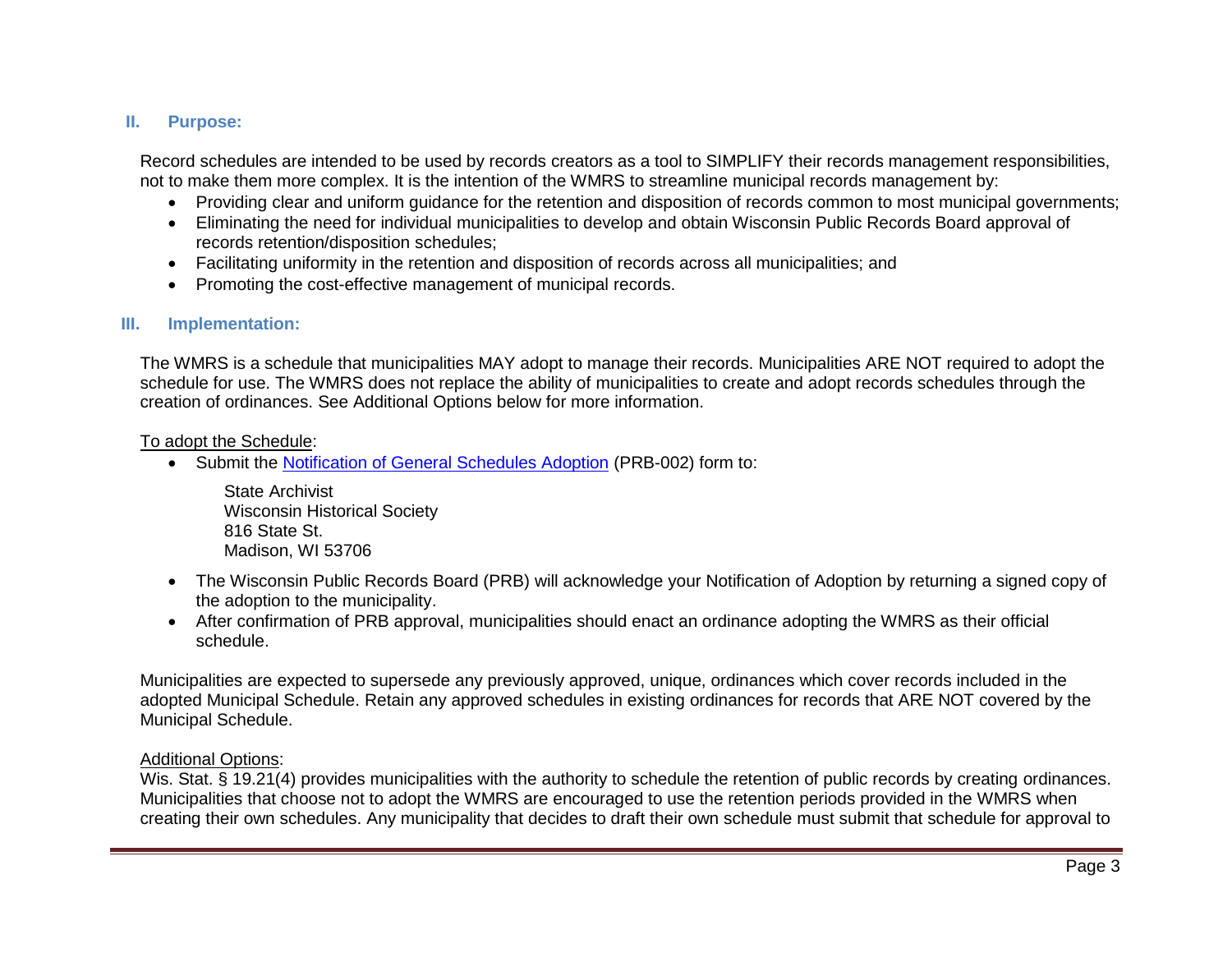## II. Purpose:

Record schedules are intended to be used by records creators as a tool to SIMPLIFY their records management responsibilities, not to make them more complex. It is the intention of the WMRS to streamline municipal records management by:

- Providing clear and uniform guidance for the retention and disposition of records common to most municipal governments;
- Eliminating the need for individual municipalities to develop and obtain Wisconsin Public Records Board approval of records retention/disposition schedules;
- Facilitating uniformity in the retention and disposition of records across all municipalities; and
- Promoting the cost-effective management of municipal records.

## III. Implementation:

The WMRS is a schedule that municipalities MAY adopt to manage their records. Municipalities ARE NOT required to adopt the schedule for use. The WMRS does not replace the ability of municipalities to create and adopt records schedules through the creation of ordinances. See Additional Options below for more information.

To adopt the Schedule:

- Submit the Notification of General Schedules Adoption (PRB-002) form to:

  State Archivist
  Wisconsin Historical Society
  816 State St.
  Madison, WI 53706

- The Wisconsin Public Records Board (PRB) will acknowledge your Notification of Adoption by returning a signed copy of the adoption to the municipality.
- After confirmation of PRB approval, municipalities should enact an ordinance adopting the WMRS as their official schedule.

Municipalities are expected to supersede any previously approved, unique, ordinances which cover records included in the adopted Municipal Schedule. Retain any approved schedules in existing ordinances for records that ARE NOT covered by the Municipal Schedule.

Additional Options:
Wis. Stat. § 19.21(4) provides municipalities with the authority to schedule the retention of public records by creating ordinances. Municipalities that choose not to adopt the WMRS are encouraged to use the retention periods provided in the WMRS when creating their own schedules. Any municipality that decides to draft their own schedule must submit that schedule for approval to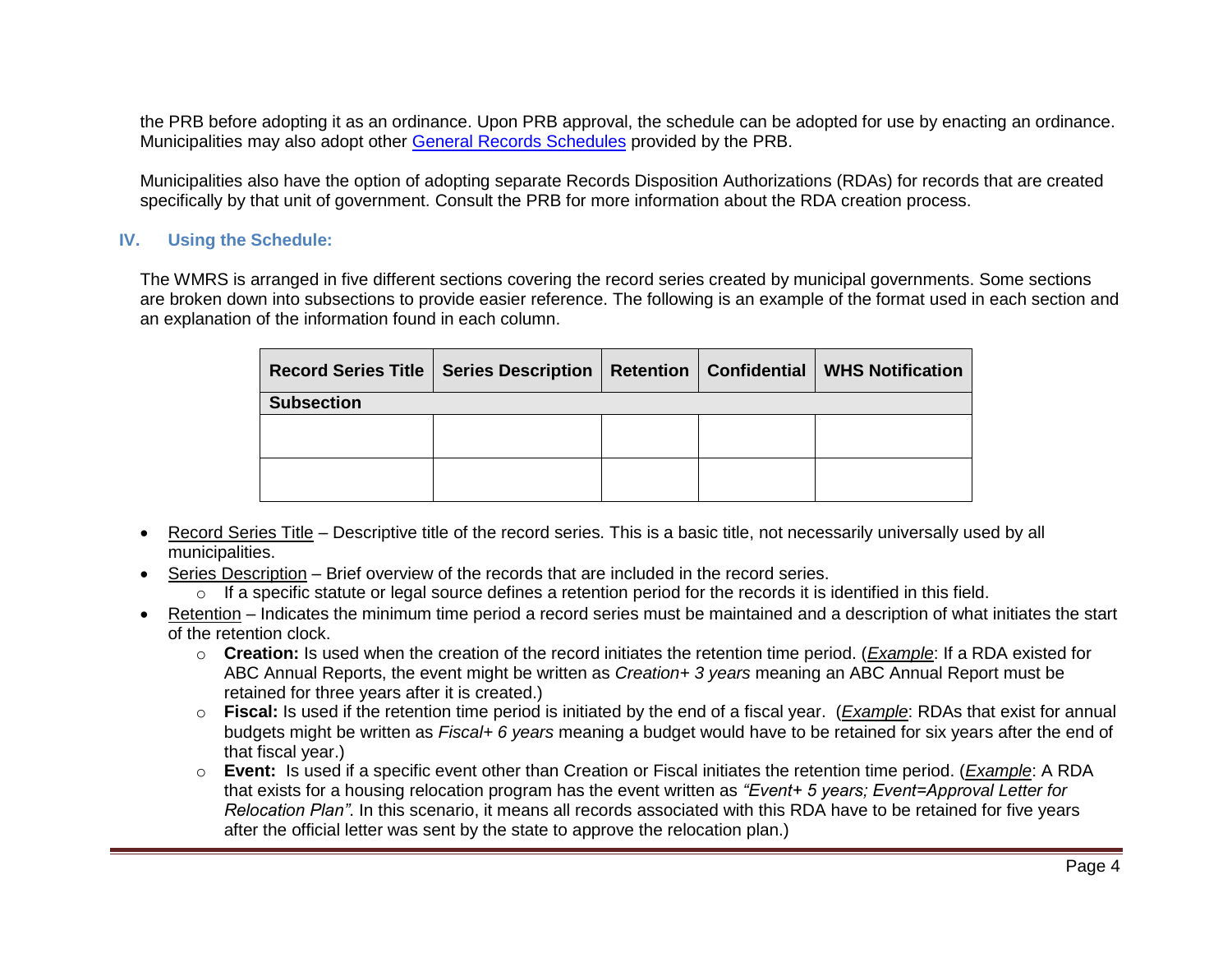the PRB before adopting it as an ordinance. Upon PRB approval, the schedule can be adopted for use by enacting an ordinance. Municipalities may also adopt other General Records Schedules provided by the PRB.

Municipalities also have the option of adopting separate Records Disposition Authorizations (RDAs) for records that are created specifically by that unit of government. Consult the PRB for more information about the RDA creation process.

## IV. Using the Schedule:

The WMRS is arranged in five different sections covering the record series created by municipal governments. Some sections are broken down into subsections to provide easier reference. The following is an example of the format used in each section and an explanation of the information found in each column.

| Record Series Title | Series Description | Retention | Confidential | WHS Notification |
|---|---|---|---|---|
| **Subsection** | | | | |
| | | | | |
| | | | | |

- Record Series Title – Descriptive title of the record series. This is a basic title, not necessarily universally used by all municipalities.
- Series Description – Brief overview of the records that are included in the record series.
  - If a specific statute or legal source defines a retention period for the records it is identified in this field.
- Retention – Indicates the minimum time period a record series must be maintained and a description of what initiates the start of the retention clock.
  - **Creation:** Is used when the creation of the record initiates the retention time period. (*Example*: If a RDA existed for ABC Annual Reports, the event might be written as *Creation+ 3 years* meaning an ABC Annual Report must be retained for three years after it is created.)
  - **Fiscal:** Is used if the retention time period is initiated by the end of a fiscal year. (*Example*: RDAs that exist for annual budgets might be written as *Fiscal+ 6 years* meaning a budget would have to be retained for six years after the end of that fiscal year.)
  - **Event:** Is used if a specific event other than Creation or Fiscal initiates the retention time period. (*Example*: A RDA that exists for a housing relocation program has the event written as *"Event+ 5 years; Event=Approval Letter for Relocation Plan"*. In this scenario, it means all records associated with this RDA have to be retained for five years after the official letter was sent by the state to approve the relocation plan.)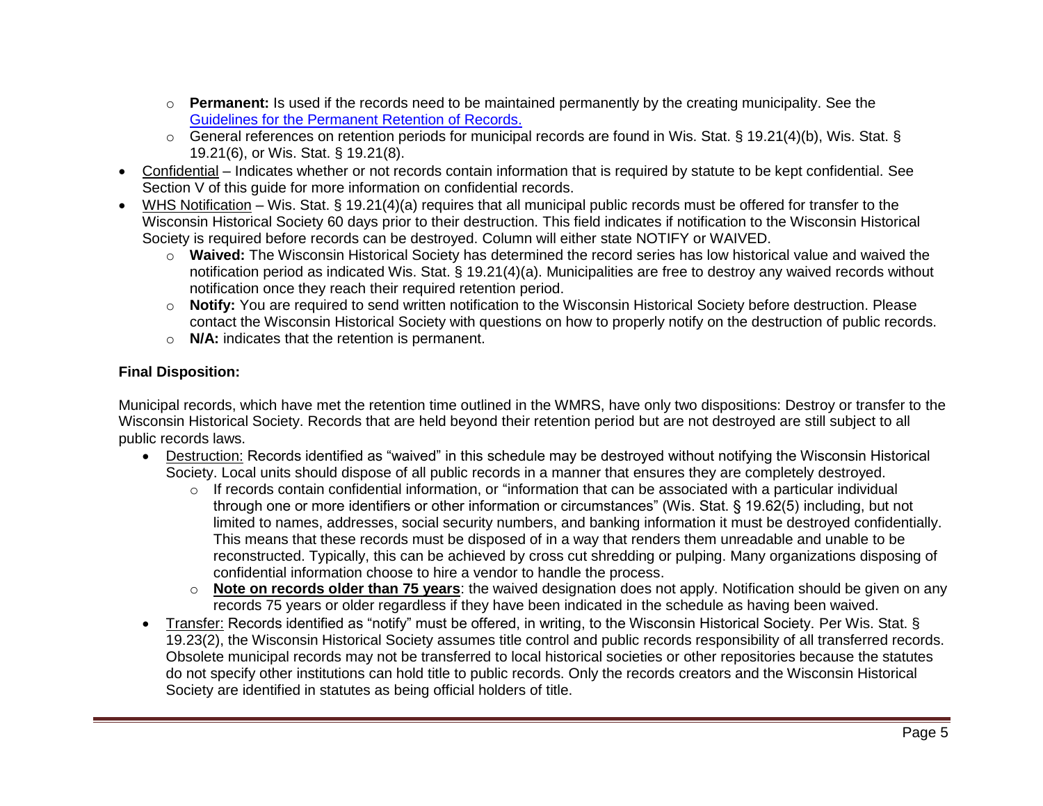- **Permanent:** Is used if the records need to be maintained permanently by the creating municipality. See the [Guidelines for the Permanent Retention of Records.]()
  - General references on retention periods for municipal records are found in Wis. Stat. § 19.21(4)(b), Wis. Stat. § 19.21(6), or Wis. Stat. § 19.21(8).
- Confidential – Indicates whether or not records contain information that is required by statute to be kept confidential. See Section V of this guide for more information on confidential records.
- WHS Notification – Wis. Stat. § 19.21(4)(a) requires that all municipal public records must be offered for transfer to the Wisconsin Historical Society 60 days prior to their destruction. This field indicates if notification to the Wisconsin Historical Society is required before records can be destroyed. Column will either state NOTIFY or WAIVED.
  - **Waived:** The Wisconsin Historical Society has determined the record series has low historical value and waived the notification period as indicated Wis. Stat. § 19.21(4)(a). Municipalities are free to destroy any waived records without notification once they reach their required retention period.
  - **Notify:** You are required to send written notification to the Wisconsin Historical Society before destruction. Please contact the Wisconsin Historical Society with questions on how to properly notify on the destruction of public records.
  - **N/A:** indicates that the retention is permanent.

**Final Disposition:**

Municipal records, which have met the retention time outlined in the WMRS, have only two dispositions: Destroy or transfer to the Wisconsin Historical Society. Records that are held beyond their retention period but are not destroyed are still subject to all public records laws.

- Destruction: Records identified as "waived" in this schedule may be destroyed without notifying the Wisconsin Historical Society. Local units should dispose of all public records in a manner that ensures they are completely destroyed.
  - If records contain confidential information, or "information that can be associated with a particular individual through one or more identifiers or other information or circumstances" (Wis. Stat. § 19.62(5) including, but not limited to names, addresses, social security numbers, and banking information it must be destroyed confidentially. This means that these records must be disposed of in a way that renders them unreadable and unable to be reconstructed. Typically, this can be achieved by cross cut shredding or pulping. Many organizations disposing of confidential information choose to hire a vendor to handle the process.
  - **Note on records older than 75 years**: the waived designation does not apply. Notification should be given on any records 75 years or older regardless if they have been indicated in the schedule as having been waived.
- Transfer: Records identified as "notify" must be offered, in writing, to the Wisconsin Historical Society. Per Wis. Stat. § 19.23(2), the Wisconsin Historical Society assumes title control and public records responsibility of all transferred records. Obsolete municipal records may not be transferred to local historical societies or other repositories because the statutes do not specify other institutions can hold title to public records. Only the records creators and the Wisconsin Historical Society are identified in statutes as being official holders of title.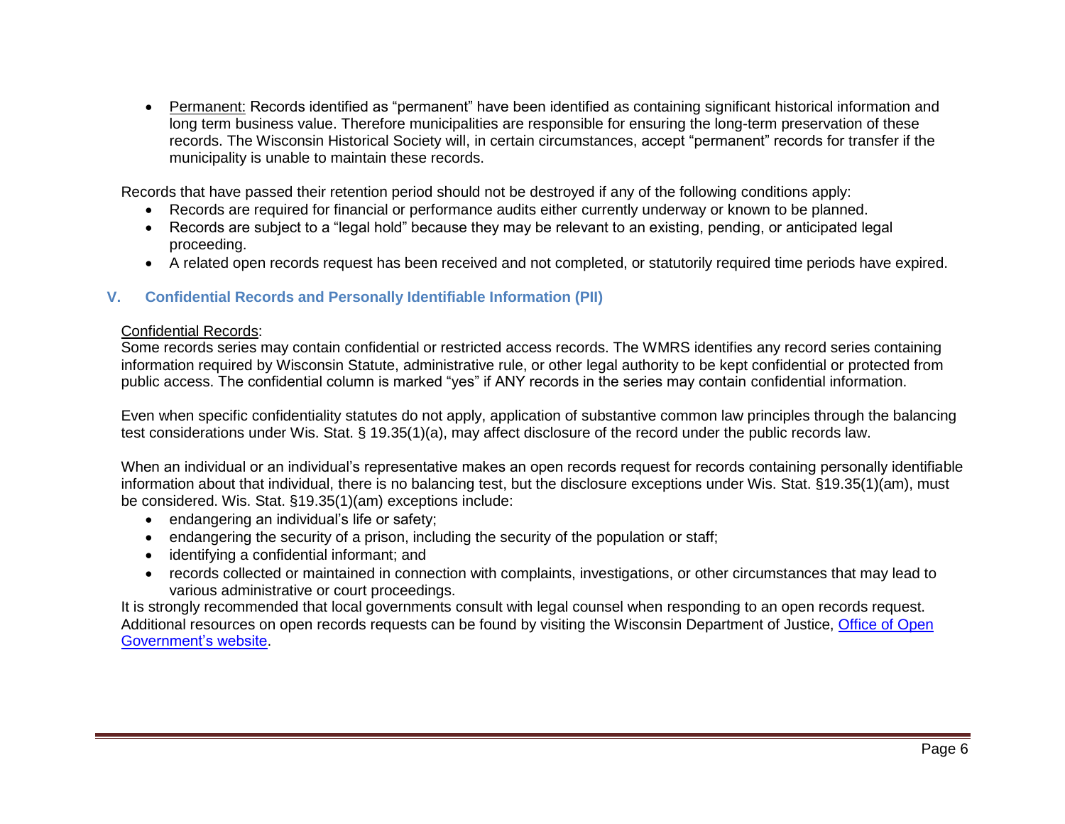- Permanent: Records identified as "permanent" have been identified as containing significant historical information and long term business value. Therefore municipalities are responsible for ensuring the long-term preservation of these records. The Wisconsin Historical Society will, in certain circumstances, accept "permanent" records for transfer if the municipality is unable to maintain these records.

Records that have passed their retention period should not be destroyed if any of the following conditions apply:

- Records are required for financial or performance audits either currently underway or known to be planned.
- Records are subject to a "legal hold" because they may be relevant to an existing, pending, or anticipated legal proceeding.
- A related open records request has been received and not completed, or statutorily required time periods have expired.

## V. Confidential Records and Personally Identifiable Information (PII)

Confidential Records:

Some records series may contain confidential or restricted access records. The WMRS identifies any record series containing information required by Wisconsin Statute, administrative rule, or other legal authority to be kept confidential or protected from public access. The confidential column is marked "yes" if ANY records in the series may contain confidential information.

Even when specific confidentiality statutes do not apply, application of substantive common law principles through the balancing test considerations under Wis. Stat. § 19.35(1)(a), may affect disclosure of the record under the public records law.

When an individual or an individual's representative makes an open records request for records containing personally identifiable information about that individual, there is no balancing test, but the disclosure exceptions under Wis. Stat. §19.35(1)(am), must be considered. Wis. Stat. §19.35(1)(am) exceptions include:

- endangering an individual's life or safety;
- endangering the security of a prison, including the security of the population or staff;
- identifying a confidential informant; and
- records collected or maintained in connection with complaints, investigations, or other circumstances that may lead to various administrative or court proceedings.

It is strongly recommended that local governments consult with legal counsel when responding to an open records request. Additional resources on open records requests can be found by visiting the Wisconsin Department of Justice, Office of Open Government's website.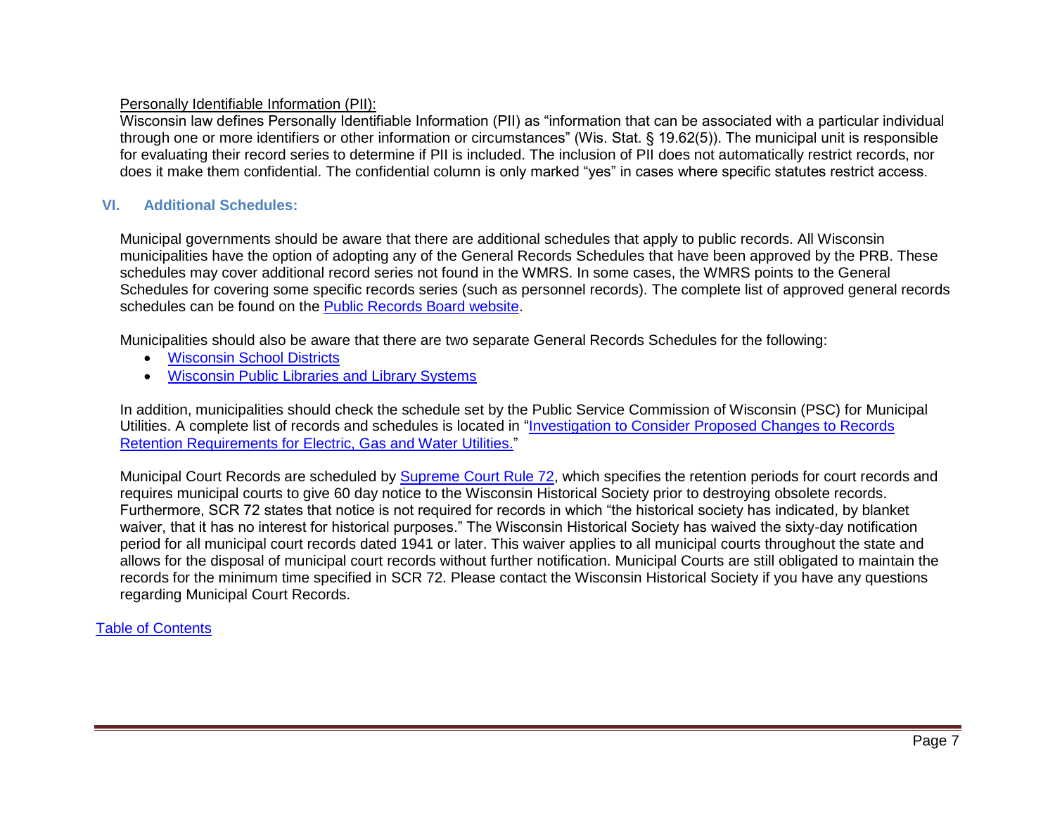Personally Identifiable Information (PII):

Wisconsin law defines Personally Identifiable Information (PII) as "information that can be associated with a particular individual through one or more identifiers or other information or circumstances" (Wis. Stat. § 19.62(5)). The municipal unit is responsible for evaluating their record series to determine if PII is included. The inclusion of PII does not automatically restrict records, nor does it make them confidential. The confidential column is only marked "yes" in cases where specific statutes restrict access.

## VI. Additional Schedules:

Municipal governments should be aware that there are additional schedules that apply to public records. All Wisconsin municipalities have the option of adopting any of the General Records Schedules that have been approved by the PRB. These schedules may cover additional record series not found in the WMRS. In some cases, the WMRS points to the General Schedules for covering some specific records series (such as personnel records). The complete list of approved general records schedules can be found on the Public Records Board website.

Municipalities should also be aware that there are two separate General Records Schedules for the following:

- Wisconsin School Districts
- Wisconsin Public Libraries and Library Systems

In addition, municipalities should check the schedule set by the Public Service Commission of Wisconsin (PSC) for Municipal Utilities. A complete list of records and schedules is located in "Investigation to Consider Proposed Changes to Records Retention Requirements for Electric, Gas and Water Utilities."

Municipal Court Records are scheduled by Supreme Court Rule 72, which specifies the retention periods for court records and requires municipal courts to give 60 day notice to the Wisconsin Historical Society prior to destroying obsolete records. Furthermore, SCR 72 states that notice is not required for records in which "the historical society has indicated, by blanket waiver, that it has no interest for historical purposes." The Wisconsin Historical Society has waived the sixty-day notification period for all municipal court records dated 1941 or later. This waiver applies to all municipal courts throughout the state and allows for the disposal of municipal court records without further notification. Municipal Courts are still obligated to maintain the records for the minimum time specified in SCR 72. Please contact the Wisconsin Historical Society if you have any questions regarding Municipal Court Records.

Table of Contents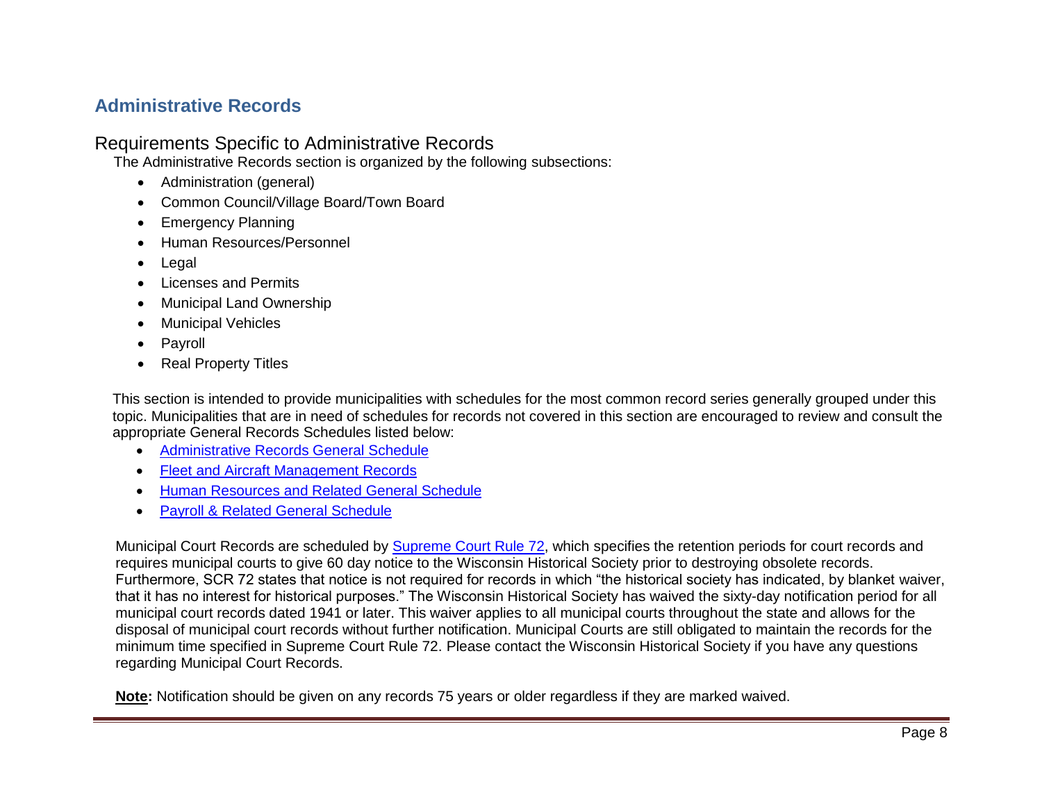## Administrative Records

### Requirements Specific to Administrative Records

The Administrative Records section is organized by the following subsections:

- Administration (general)
- Common Council/Village Board/Town Board
- Emergency Planning
- Human Resources/Personnel
- Legal
- Licenses and Permits
- Municipal Land Ownership
- Municipal Vehicles
- Payroll
- Real Property Titles

This section is intended to provide municipalities with schedules for the most common record series generally grouped under this topic. Municipalities that are in need of schedules for records not covered in this section are encouraged to review and consult the appropriate General Records Schedules listed below:

- Administrative Records General Schedule
- Fleet and Aircraft Management Records
- Human Resources and Related General Schedule
- Payroll & Related General Schedule

Municipal Court Records are scheduled by Supreme Court Rule 72, which specifies the retention periods for court records and requires municipal courts to give 60 day notice to the Wisconsin Historical Society prior to destroying obsolete records. Furthermore, SCR 72 states that notice is not required for records in which "the historical society has indicated, by blanket waiver, that it has no interest for historical purposes." The Wisconsin Historical Society has waived the sixty-day notification period for all municipal court records dated 1941 or later. This waiver applies to all municipal courts throughout the state and allows for the disposal of municipal court records without further notification. Municipal Courts are still obligated to maintain the records for the minimum time specified in Supreme Court Rule 72. Please contact the Wisconsin Historical Society if you have any questions regarding Municipal Court Records.

**Note:** Notification should be given on any records 75 years or older regardless if they are marked waived.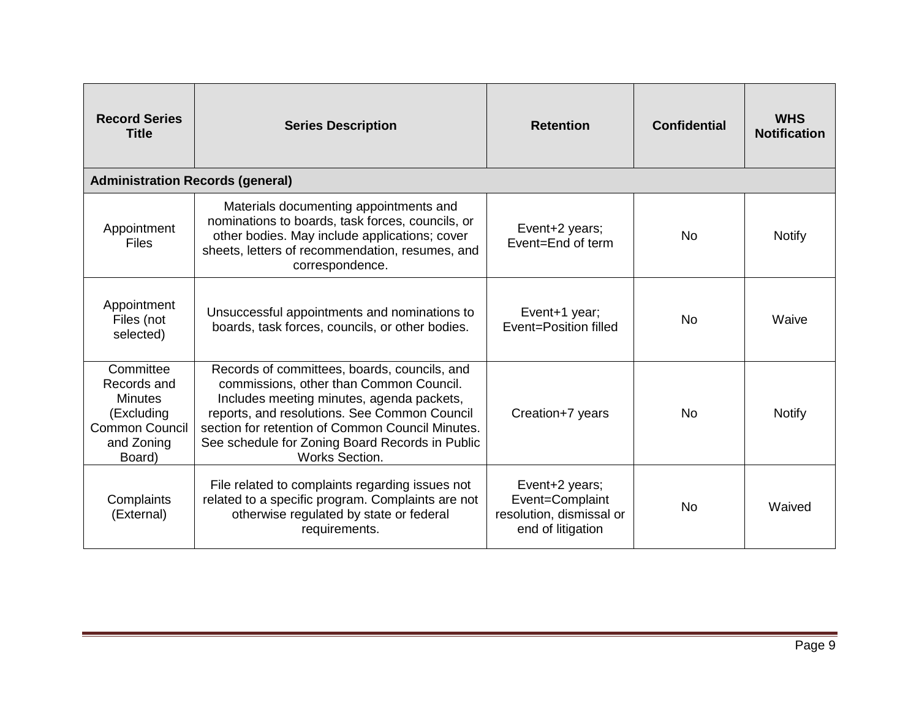| Record Series Title | Series Description | Retention | Confidential | WHS Notification |
|---|---|---|---|---|
| **Administration Records (general)** | | | | |
| Appointment Files | Materials documenting appointments and nominations to boards, task forces, councils, or other bodies. May include applications; cover sheets, letters of recommendation, resumes, and correspondence. | Event+2 years; Event=End of term | No | Notify |
| Appointment Files (not selected) | Unsuccessful appointments and nominations to boards, task forces, councils, or other bodies. | Event+1 year; Event=Position filled | No | Waive |
| Committee Records and Minutes (Excluding Common Council and Zoning Board) | Records of committees, boards, councils, and commissions, other than Common Council. Includes meeting minutes, agenda packets, reports, and resolutions. See Common Council section for retention of Common Council Minutes. See schedule for Zoning Board Records in Public Works Section. | Creation+7 years | No | Notify |
| Complaints (External) | File related to complaints regarding issues not related to a specific program. Complaints are not otherwise regulated by state or federal requirements. | Event+2 years; Event=Complaint resolution, dismissal or end of litigation | No | Waived |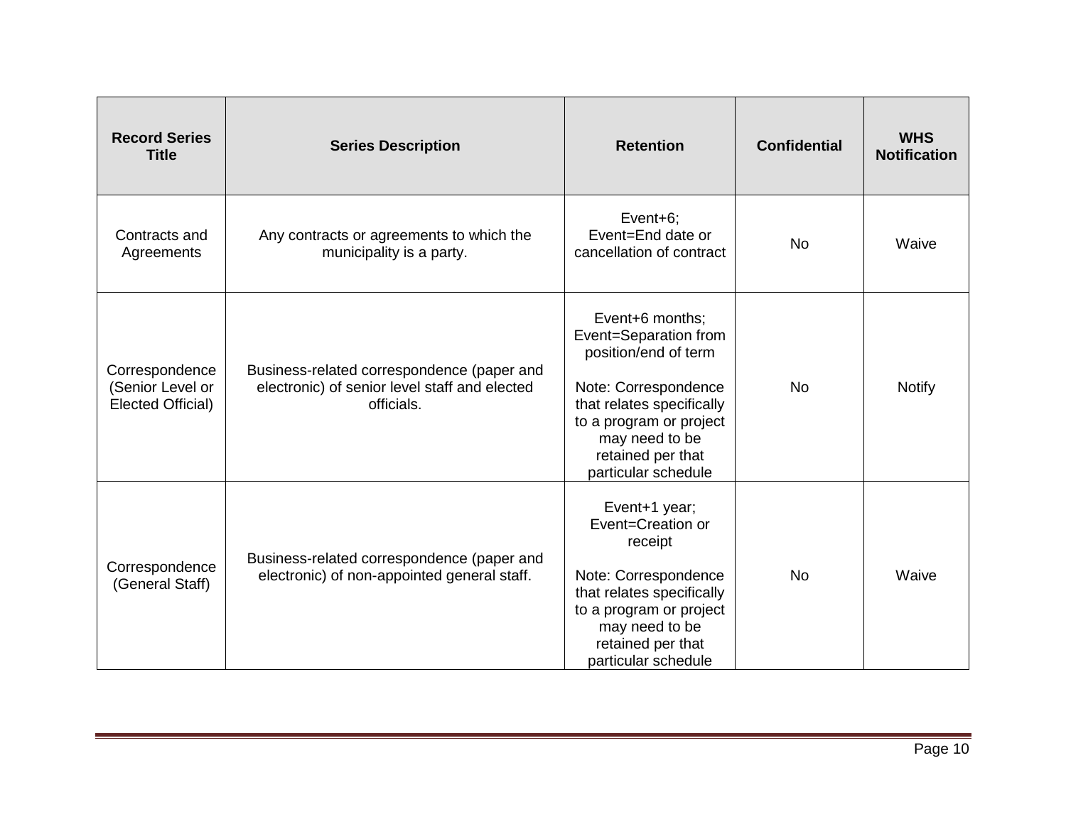| Record Series Title | Series Description | Retention | Confidential | WHS Notification |
| --- | --- | --- | --- | --- |
| Contracts and Agreements | Any contracts or agreements to which the municipality is a party. | Event+6; Event=End date or cancellation of contract | No | Waive |
| Correspondence (Senior Level or Elected Official) | Business-related correspondence (paper and electronic) of senior level staff and elected officials. | Event+6 months; Event=Separation from position/end of term<br><br>Note: Correspondence that relates specifically to a program or project may need to be retained per that particular schedule | No | Notify |
| Correspondence (General Staff) | Business-related correspondence (paper and electronic) of non-appointed general staff. | Event+1 year; Event=Creation or receipt<br><br>Note: Correspondence that relates specifically to a program or project may need to be retained per that particular schedule | No | Waive |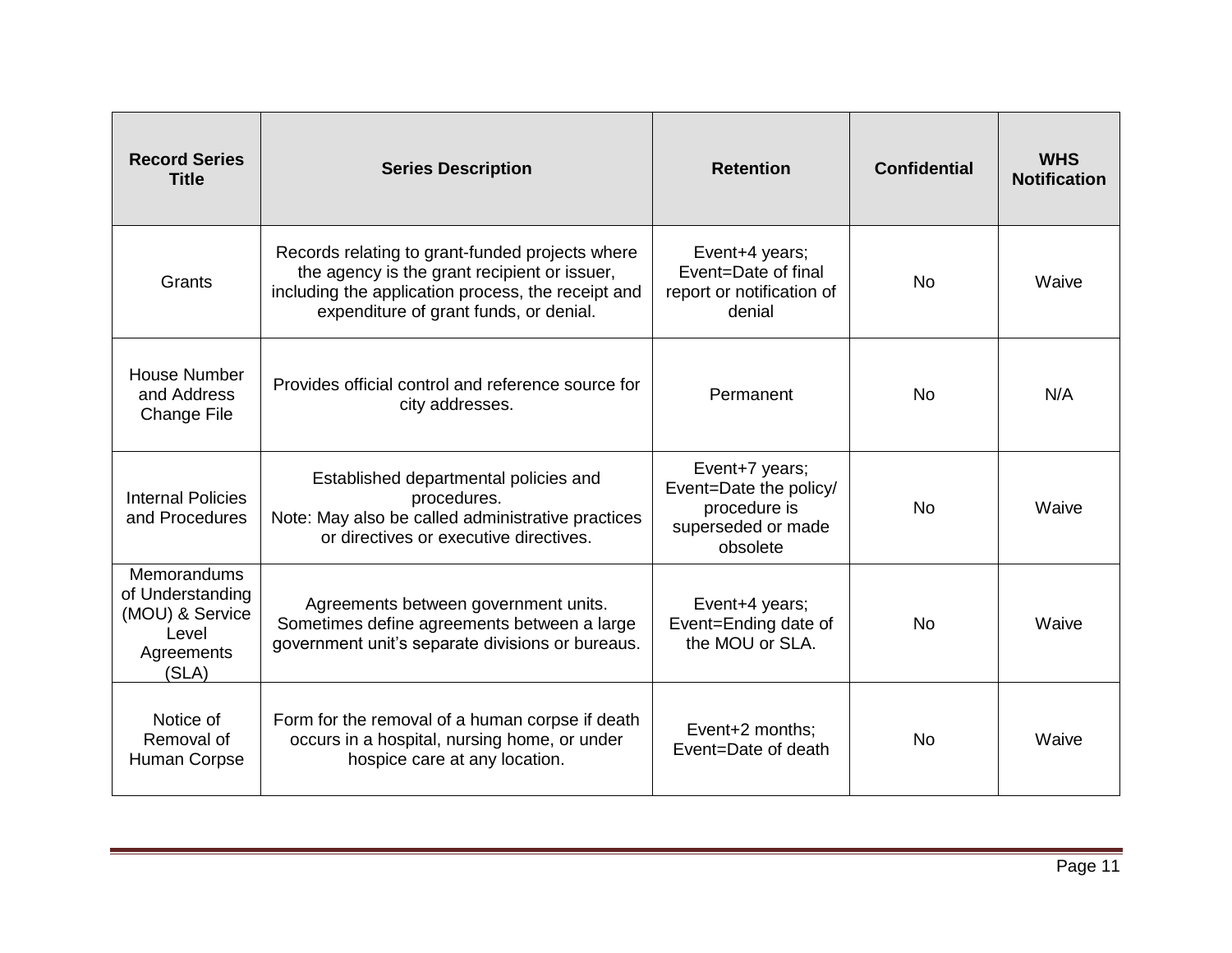| Record Series Title | Series Description | Retention | Confidential | WHS Notification |
|---|---|---|---|---|
| Grants | Records relating to grant-funded projects where the agency is the grant recipient or issuer, including the application process, the receipt and expenditure of grant funds, or denial. | Event+4 years; Event=Date of final report or notification of denial | No | Waive |
| House Number and Address Change File | Provides official control and reference source for city addresses. | Permanent | No | N/A |
| Internal Policies and Procedures | Established departmental policies and procedures. Note: May also be called administrative practices or directives or executive directives. | Event+7 years; Event=Date the policy/ procedure is superseded or made obsolete | No | Waive |
| Memorandums of Understanding (MOU) & Service Level Agreements (SLA) | Agreements between government units. Sometimes define agreements between a large government unit's separate divisions or bureaus. | Event+4 years; Event=Ending date of the MOU or SLA. | No | Waive |
| Notice of Removal of Human Corpse | Form for the removal of a human corpse if death occurs in a hospital, nursing home, or under hospice care at any location. | Event+2 months; Event=Date of death | No | Waive |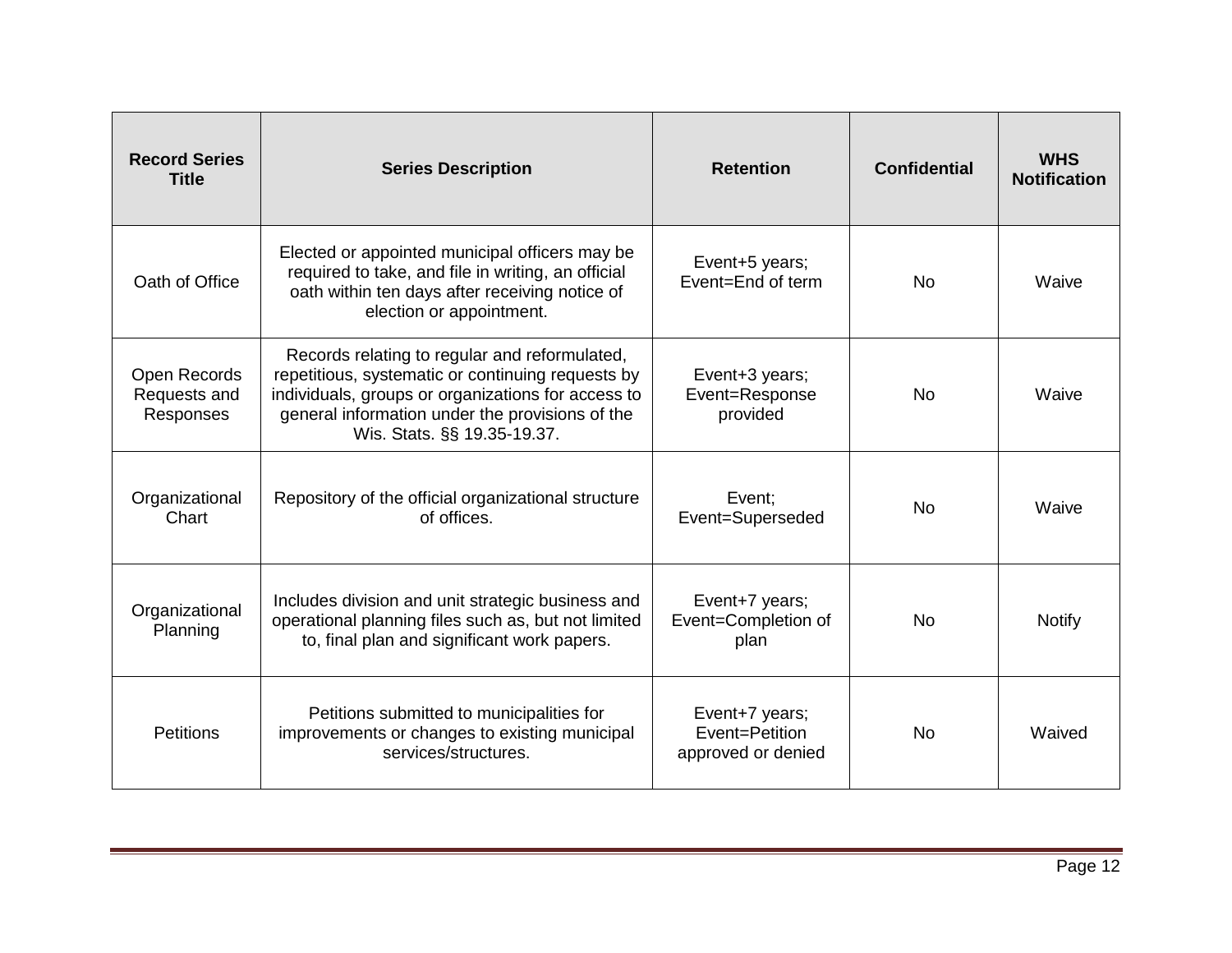| Record Series Title | Series Description | Retention | Confidential | WHS Notification |
|---|---|---|---|---|
| Oath of Office | Elected or appointed municipal officers may be required to take, and file in writing, an official oath within ten days after receiving notice of election or appointment. | Event+5 years; Event=End of term | No | Waive |
| Open Records Requests and Responses | Records relating to regular and reformulated, repetitious, systematic or continuing requests by individuals, groups or organizations for access to general information under the provisions of the Wis. Stats. §§ 19.35-19.37. | Event+3 years; Event=Response provided | No | Waive |
| Organizational Chart | Repository of the official organizational structure of offices. | Event; Event=Superseded | No | Waive |
| Organizational Planning | Includes division and unit strategic business and operational planning files such as, but not limited to, final plan and significant work papers. | Event+7 years; Event=Completion of plan | No | Notify |
| Petitions | Petitions submitted to municipalities for improvements or changes to existing municipal services/structures. | Event+7 years; Event=Petition approved or denied | No | Waived |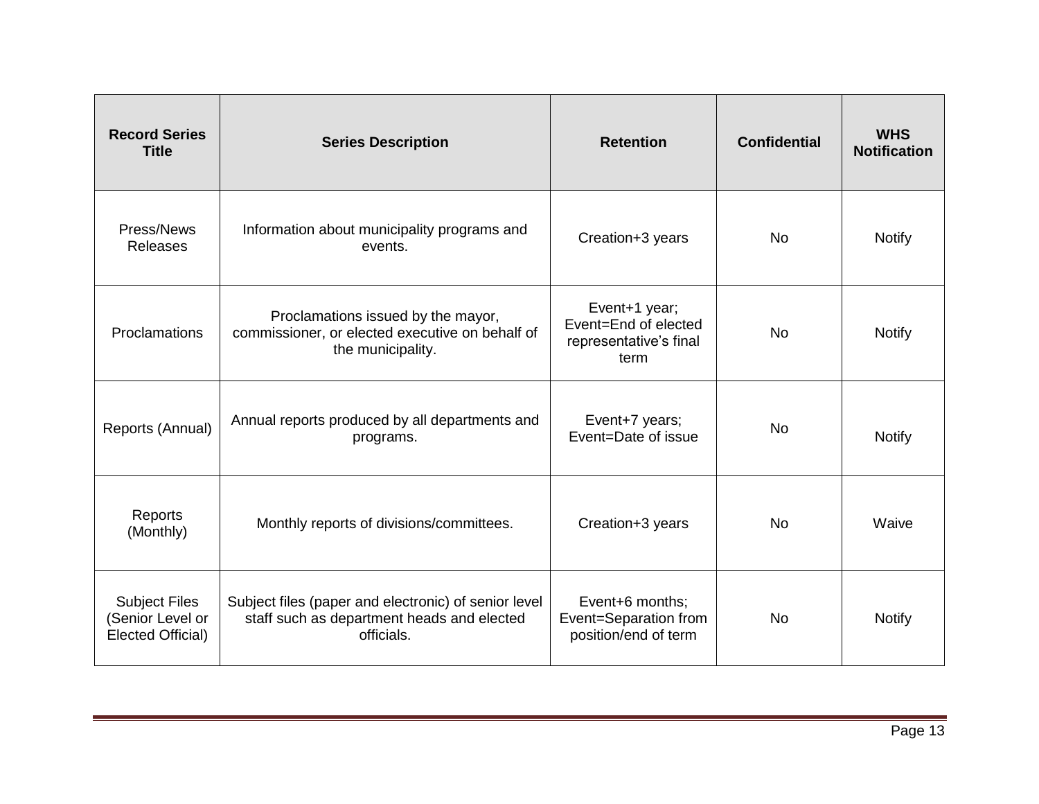| Record Series Title | Series Description | Retention | Confidential | WHS Notification |
| --- | --- | --- | --- | --- |
| Press/News Releases | Information about municipality programs and events. | Creation+3 years | No | Notify |
| Proclamations | Proclamations issued by the mayor, commissioner, or elected executive on behalf of the municipality. | Event+1 year; Event=End of elected representative's final term | No | Notify |
| Reports (Annual) | Annual reports produced by all departments and programs. | Event+7 years; Event=Date of issue | No | Notify |
| Reports (Monthly) | Monthly reports of divisions/committees. | Creation+3 years | No | Waive |
| Subject Files (Senior Level or Elected Official) | Subject files (paper and electronic) of senior level staff such as department heads and elected officials. | Event+6 months; Event=Separation from position/end of term | No | Notify |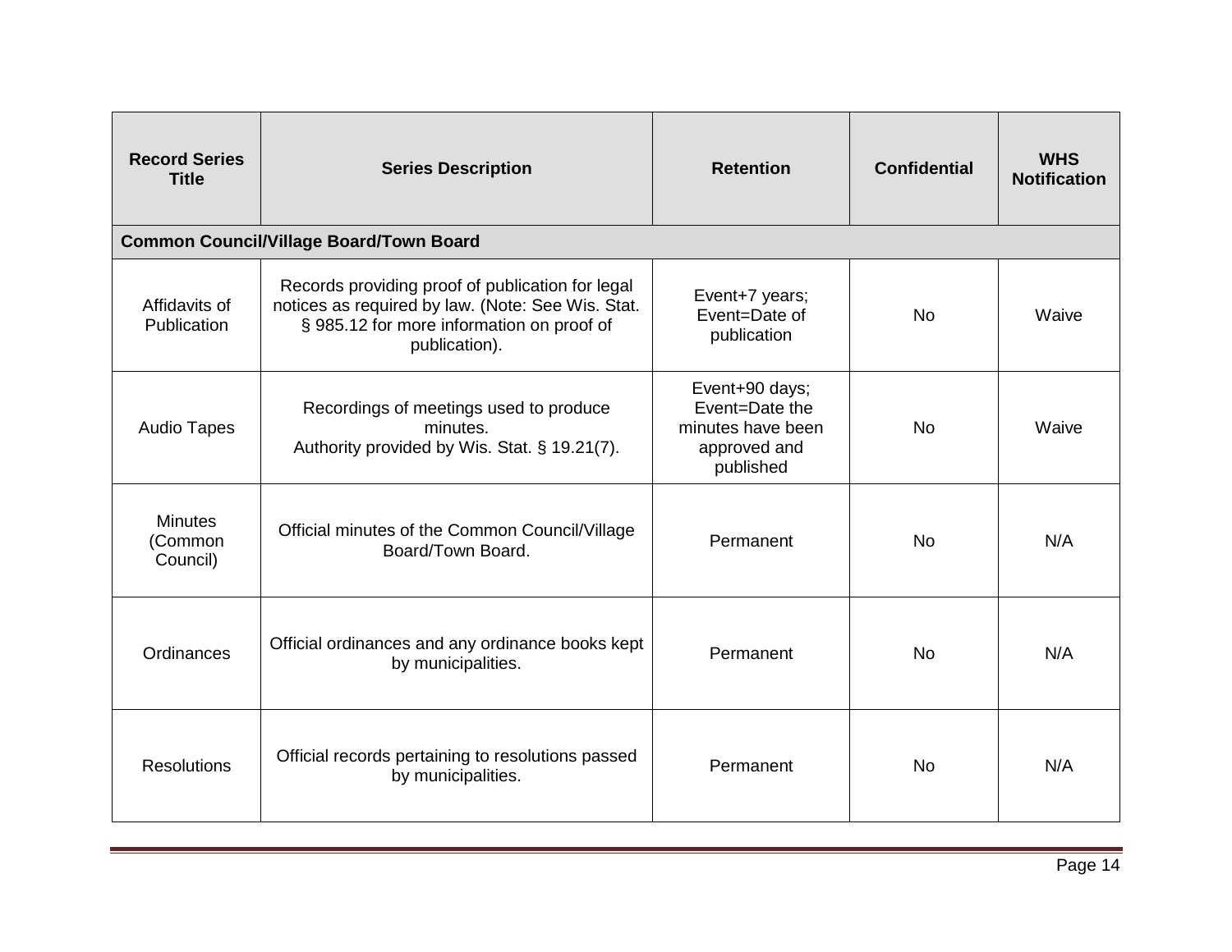| Record Series Title | Series Description | Retention | Confidential | WHS Notification |
|---|---|---|---|---|
| **Common Council/Village Board/Town Board** | | | | |
| Affidavits of Publication | Records providing proof of publication for legal notices as required by law. (Note: See Wis. Stat. § 985.12 for more information on proof of publication). | Event+7 years; Event=Date of publication | No | Waive |
| Audio Tapes | Recordings of meetings used to produce minutes. Authority provided by Wis. Stat. § 19.21(7). | Event+90 days; Event=Date the minutes have been approved and published | No | Waive |
| Minutes (Common Council) | Official minutes of the Common Council/Village Board/Town Board. | Permanent | No | N/A |
| Ordinances | Official ordinances and any ordinance books kept by municipalities. | Permanent | No | N/A |
| Resolutions | Official records pertaining to resolutions passed by municipalities. | Permanent | No | N/A |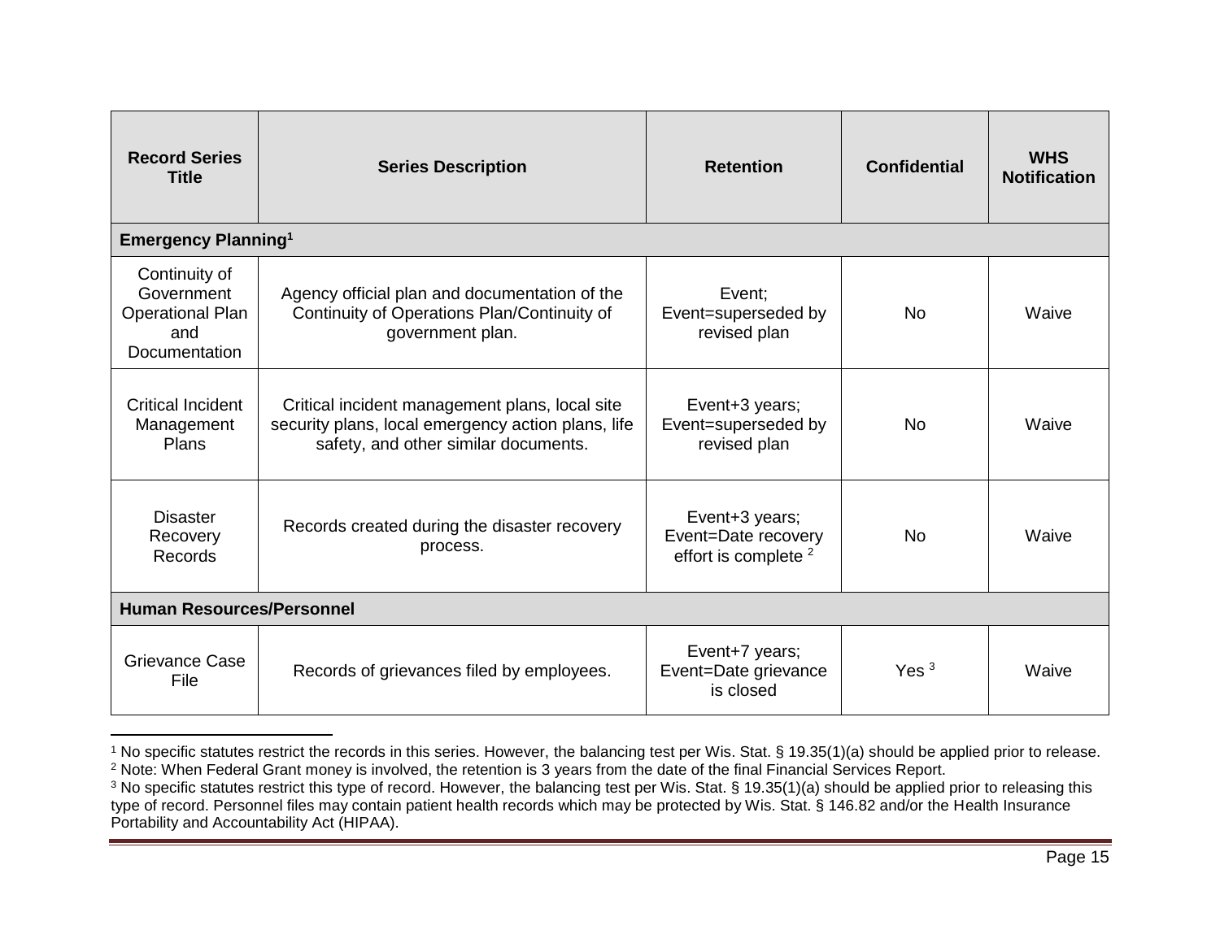| Record Series Title | Series Description | Retention | Confidential | WHS Notification |
|---|---|---|---|---|
| **Emergency Planning**[1] | | | | |
| Continuity of Government Operational Plan and Documentation | Agency official plan and documentation of the Continuity of Operations Plan/Continuity of government plan. | Event; Event=superseded by revised plan | No | Waive |
| Critical Incident Management Plans | Critical incident management plans, local site security plans, local emergency action plans, life safety, and other similar documents. | Event+3 years; Event=superseded by revised plan | No | Waive |
| Disaster Recovery Records | Records created during the disaster recovery process. | Event+3 years; Event=Date recovery effort is complete [2] | No | Waive |
| **Human Resources/Personnel** | | | | |
| Grievance Case File | Records of grievances filed by employees. | Event+7 years; Event=Date grievance is closed | Yes [3] | Waive |

[1] No specific statutes restrict the records in this series. However, the balancing test per Wis. Stat. § 19.35(1)(a) should be applied prior to release.

[2] Note: When Federal Grant money is involved, the retention is 3 years from the date of the final Financial Services Report.

[3] No specific statutes restrict this type of record. However, the balancing test per Wis. Stat. § 19.35(1)(a) should be applied prior to releasing this type of record. Personnel files may contain patient health records which may be protected by Wis. Stat. § 146.82 and/or the Health Insurance Portability and Accountability Act (HIPAA).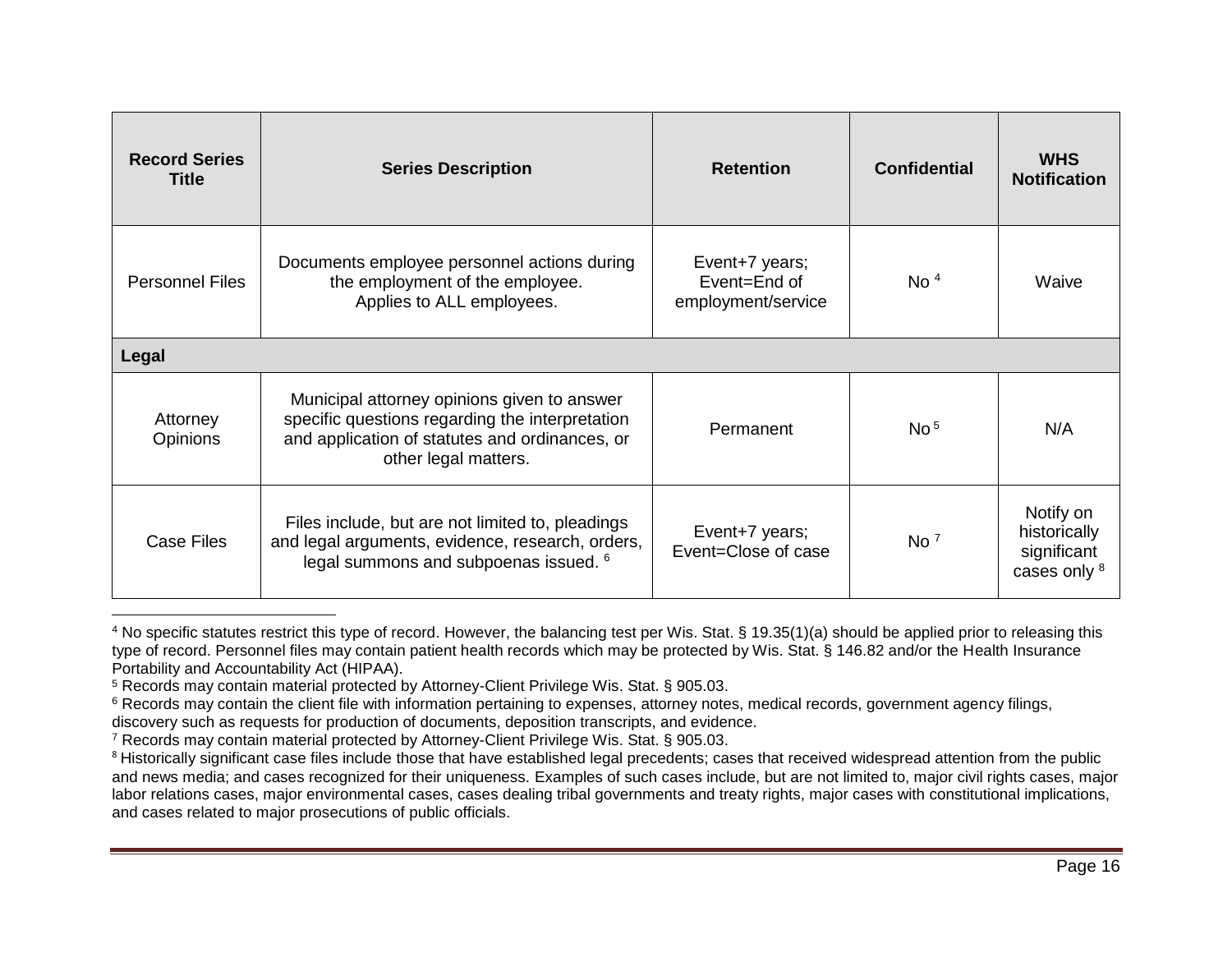| Record Series Title | Series Description | Retention | Confidential | WHS Notification |
|---|---|---|---|---|
| Personnel Files | Documents employee personnel actions during the employment of the employee. Applies to ALL employees. | Event+7 years; Event=End of employment/service | No [4] | Waive |
| **Legal** | | | | |
| Attorney Opinions | Municipal attorney opinions given to answer specific questions regarding the interpretation and application of statutes and ordinances, or other legal matters. | Permanent | No [5] | N/A |
| Case Files | Files include, but are not limited to, pleadings and legal arguments, evidence, research, orders, legal summons and subpoenas issued. [6] | Event+7 years; Event=Close of case | No [7] | Notify on historically significant cases only [8] |

[4] No specific statutes restrict this type of record. However, the balancing test per Wis. Stat. § 19.35(1)(a) should be applied prior to releasing this type of record. Personnel files may contain patient health records which may be protected by Wis. Stat. § 146.82 and/or the Health Insurance Portability and Accountability Act (HIPAA).

[5] Records may contain material protected by Attorney-Client Privilege Wis. Stat. § 905.03.

[6] Records may contain the client file with information pertaining to expenses, attorney notes, medical records, government agency filings, discovery such as requests for production of documents, deposition transcripts, and evidence.

[7] Records may contain material protected by Attorney-Client Privilege Wis. Stat. § 905.03.

[8] Historically significant case files include those that have established legal precedents; cases that received widespread attention from the public and news media; and cases recognized for their uniqueness. Examples of such cases include, but are not limited to, major civil rights cases, major labor relations cases, major environmental cases, cases dealing tribal governments and treaty rights, major cases with constitutional implications, and cases related to major prosecutions of public officials.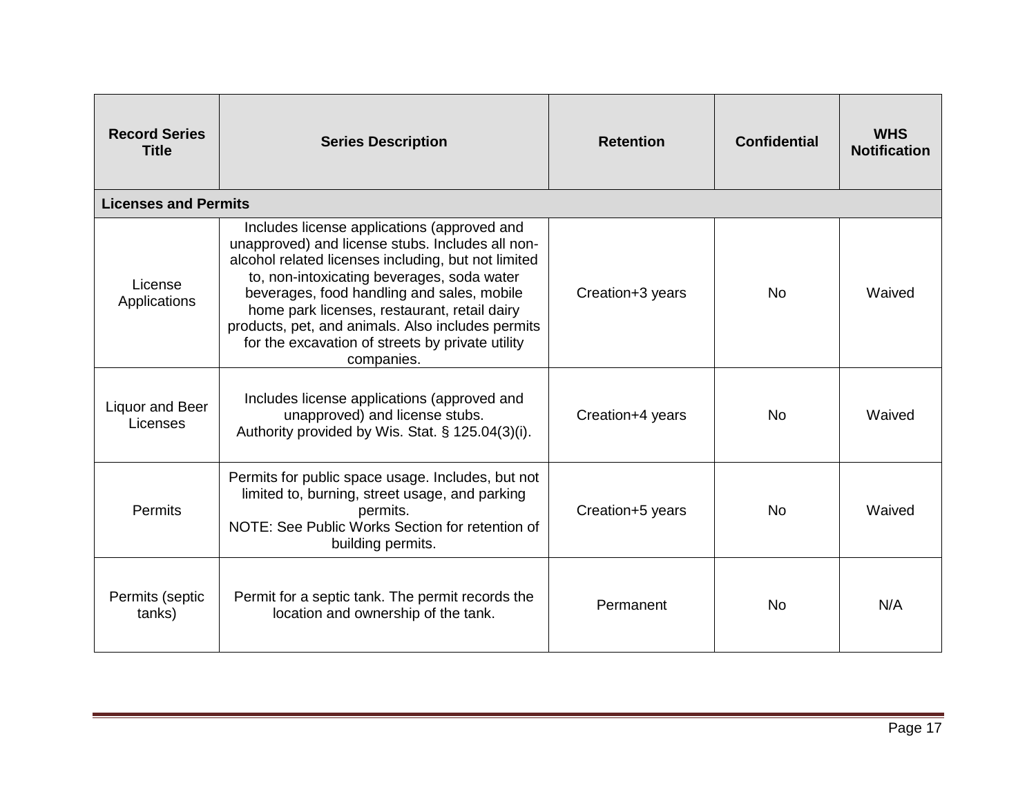| Record Series Title | Series Description | Retention | Confidential | WHS Notification |
|---|---|---|---|---|
| **Licenses and Permits** | | | | |
| License Applications | Includes license applications (approved and unapproved) and license stubs. Includes all non-alcohol related licenses including, but not limited to, non-intoxicating beverages, soda water beverages, food handling and sales, mobile home park licenses, restaurant, retail dairy products, pet, and animals. Also includes permits for the excavation of streets by private utility companies. | Creation+3 years | No | Waived |
| Liquor and Beer Licenses | Includes license applications (approved and unapproved) and license stubs. Authority provided by Wis. Stat. § 125.04(3)(i). | Creation+4 years | No | Waived |
| Permits | Permits for public space usage. Includes, but not limited to, burning, street usage, and parking permits. NOTE: See Public Works Section for retention of building permits. | Creation+5 years | No | Waived |
| Permits (septic tanks) | Permit for a septic tank. The permit records the location and ownership of the tank. | Permanent | No | N/A |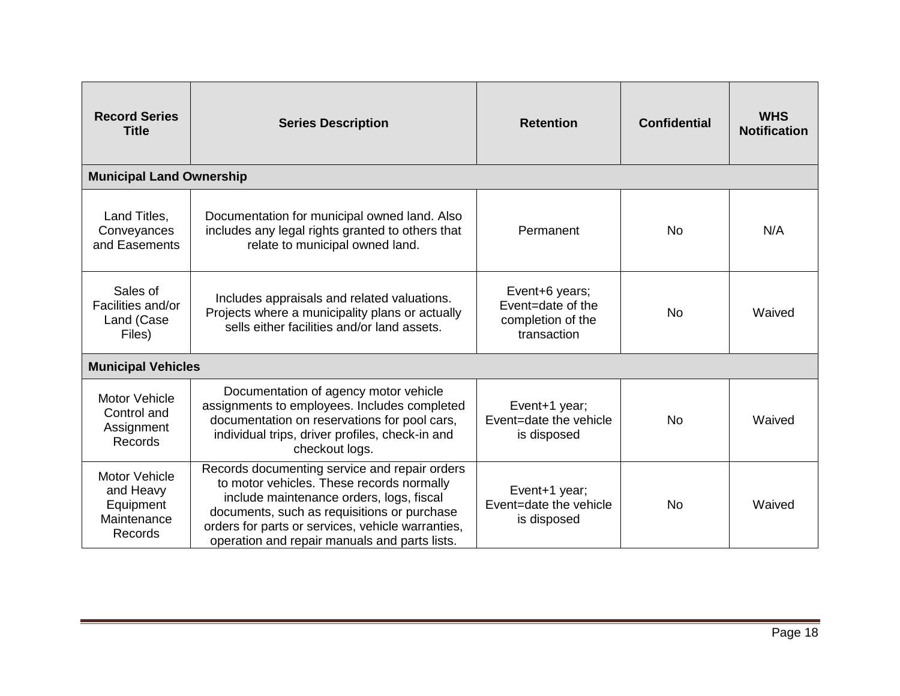| Record Series Title | Series Description | Retention | Confidential | WHS Notification |
|---|---|---|---|---|
| **Municipal Land Ownership** | | | | |
| Land Titles, Conveyances and Easements | Documentation for municipal owned land. Also includes any legal rights granted to others that relate to municipal owned land. | Permanent | No | N/A |
| Sales of Facilities and/or Land (Case Files) | Includes appraisals and related valuations. Projects where a municipality plans or actually sells either facilities and/or land assets. | Event+6 years; Event=date of the completion of the transaction | No | Waived |
| **Municipal Vehicles** | | | | |
| Motor Vehicle Control and Assignment Records | Documentation of agency motor vehicle assignments to employees. Includes completed documentation on reservations for pool cars, individual trips, driver profiles, check-in and checkout logs. | Event+1 year; Event=date the vehicle is disposed | No | Waived |
| Motor Vehicle and Heavy Equipment Maintenance Records | Records documenting service and repair orders to motor vehicles. These records normally include maintenance orders, logs, fiscal documents, such as requisitions or purchase orders for parts or services, vehicle warranties, operation and repair manuals and parts lists. | Event+1 year; Event=date the vehicle is disposed | No | Waived |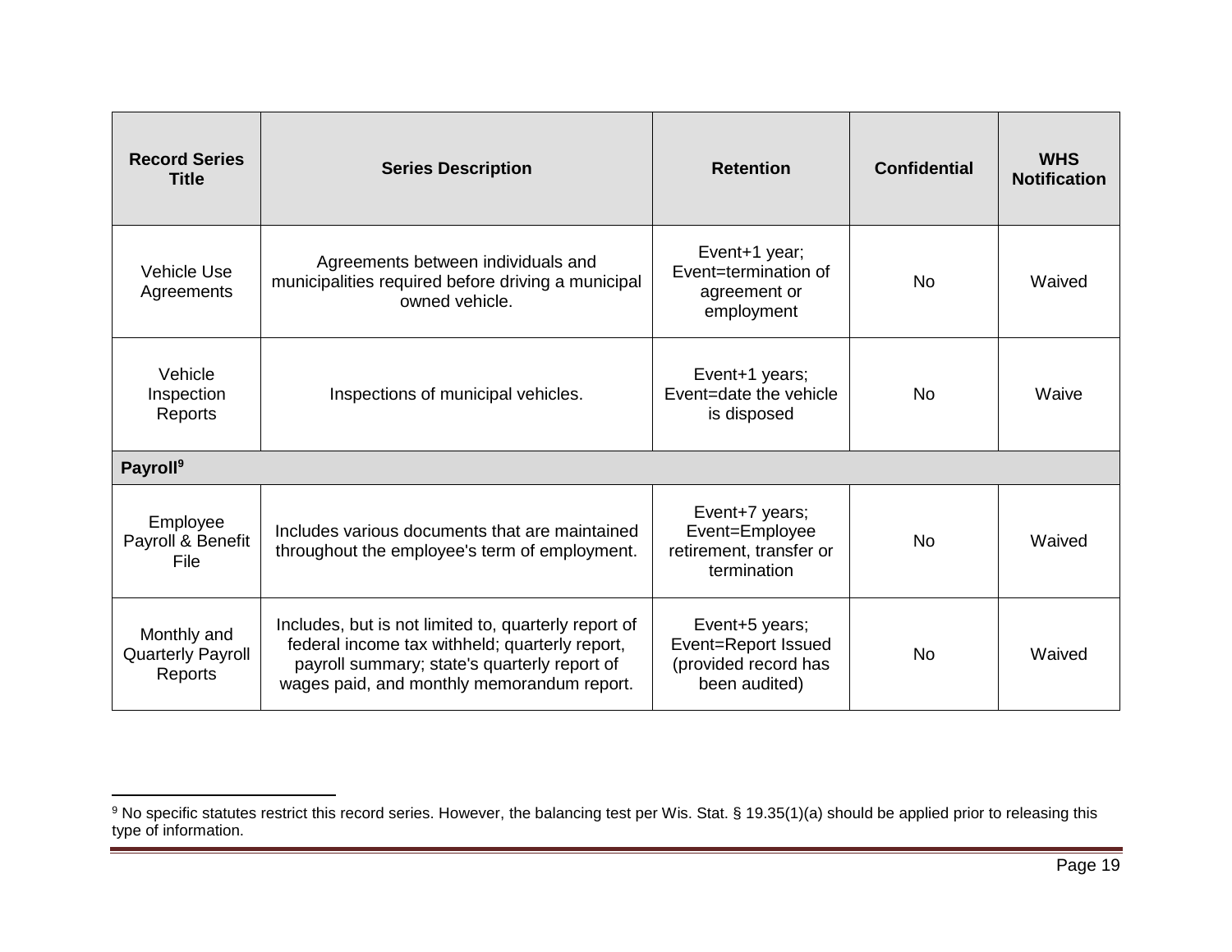| Record Series Title | Series Description | Retention | Confidential | WHS Notification |
|---|---|---|---|---|
| Vehicle Use Agreements | Agreements between individuals and municipalities required before driving a municipal owned vehicle. | Event+1 year; Event=termination of agreement or employment | No | Waived |
| Vehicle Inspection Reports | Inspections of municipal vehicles. | Event+1 years; Event=date the vehicle is disposed | No | Waive |
| **Payroll**[9] | | | | |
| Employee Payroll & Benefit File | Includes various documents that are maintained throughout the employee's term of employment. | Event+7 years; Event=Employee retirement, transfer or termination | No | Waived |
| Monthly and Quarterly Payroll Reports | Includes, but is not limited to, quarterly report of federal income tax withheld; quarterly report, payroll summary; state's quarterly report of wages paid, and monthly memorandum report. | Event+5 years; Event=Report Issued (provided record has been audited) | No | Waived |

[9] No specific statutes restrict this record series. However, the balancing test per Wis. Stat. § 19.35(1)(a) should be applied prior to releasing this type of information.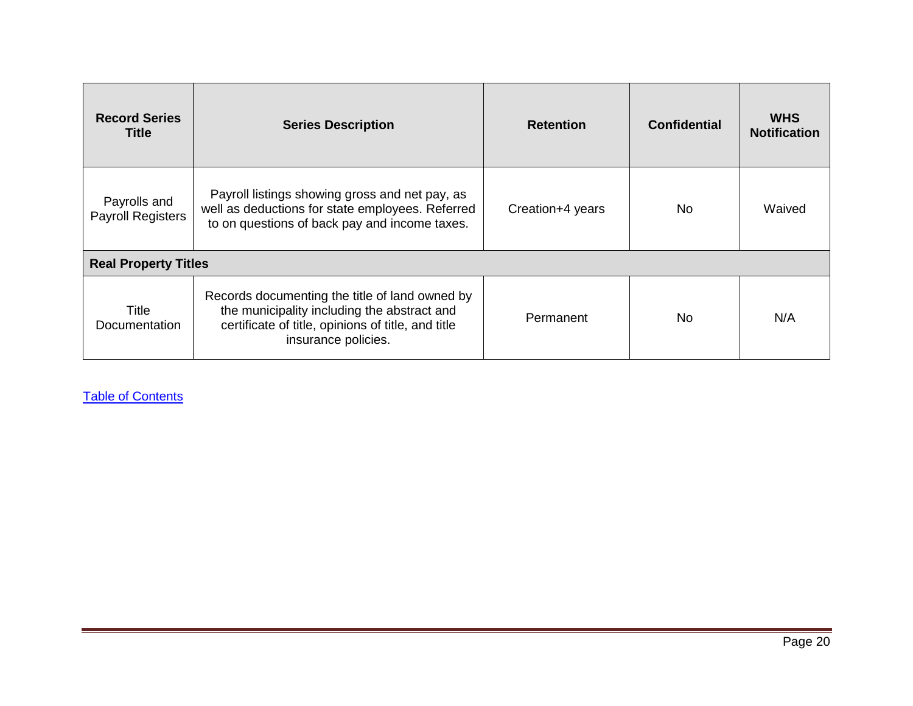| Record Series Title | Series Description | Retention | Confidential | WHS Notification |
|---|---|---|---|---|
| Payrolls and Payroll Registers | Payroll listings showing gross and net pay, as well as deductions for state employees. Referred to on questions of back pay and income taxes. | Creation+4 years | No | Waived |
| **Real Property Titles** | | | | |
| Title Documentation | Records documenting the title of land owned by the municipality including the abstract and certificate of title, opinions of title, and title insurance policies. | Permanent | No | N/A |

[Table of Contents]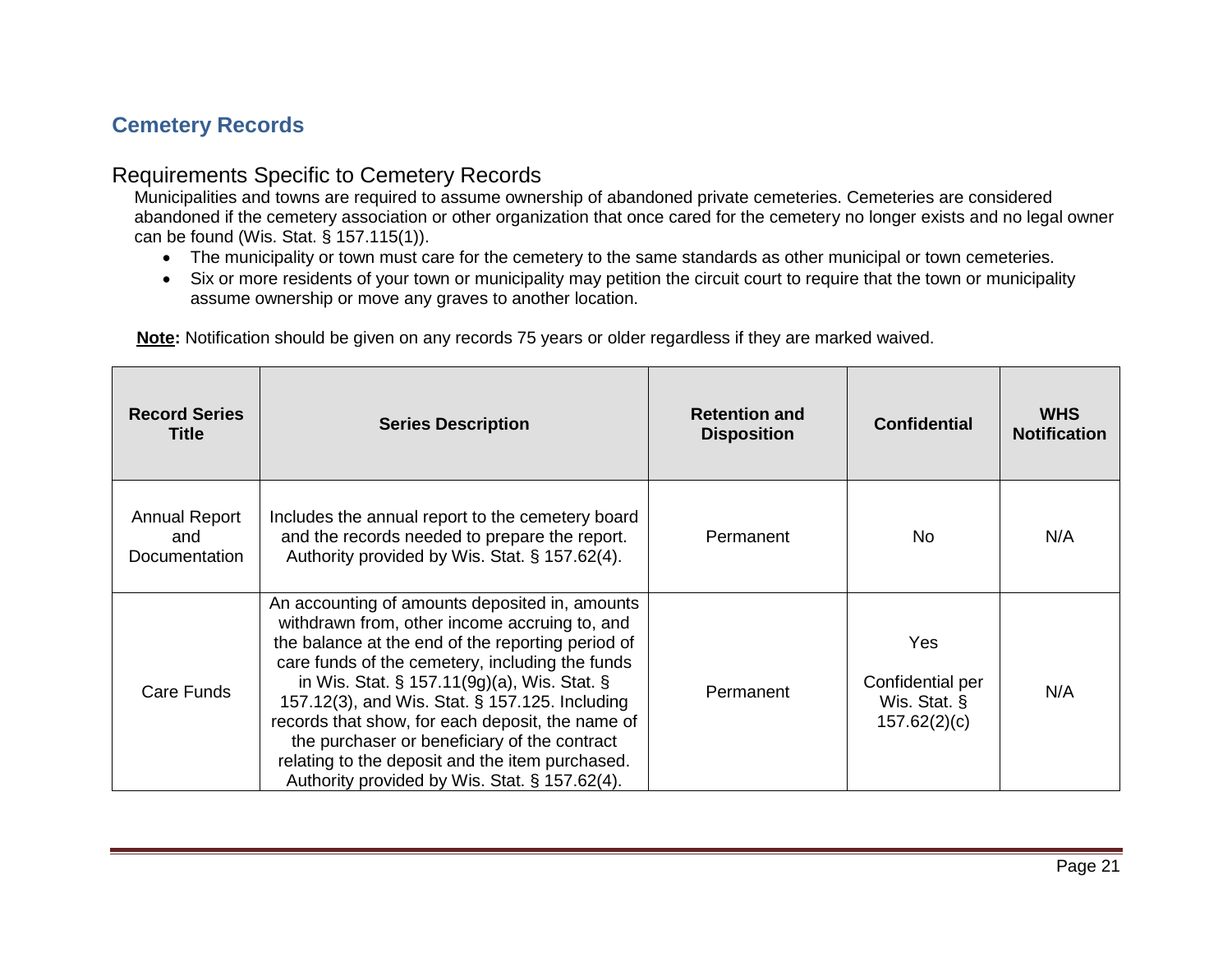## Cemetery Records

### Requirements Specific to Cemetery Records

Municipalities and towns are required to assume ownership of abandoned private cemeteries. Cemeteries are considered abandoned if the cemetery association or other organization that once cared for the cemetery no longer exists and no legal owner can be found (Wis. Stat. § 157.115(1)).

- The municipality or town must care for the cemetery to the same standards as other municipal or town cemeteries.
- Six or more residents of your town or municipality may petition the circuit court to require that the town or municipality assume ownership or move any graves to another location.

**Note:** Notification should be given on any records 75 years or older regardless if they are marked waived.

| Record Series Title | Series Description | Retention and Disposition | Confidential | WHS Notification |
|---|---|---|---|---|
| Annual Report and Documentation | Includes the annual report to the cemetery board and the records needed to prepare the report. Authority provided by Wis. Stat. § 157.62(4). | Permanent | No | N/A |
| Care Funds | An accounting of amounts deposited in, amounts withdrawn from, other income accruing to, and the balance at the end of the reporting period of care funds of the cemetery, including the funds in Wis. Stat. § 157.11(9g)(a), Wis. Stat. § 157.12(3), and Wis. Stat. § 157.125. Including records that show, for each deposit, the name of the purchaser or beneficiary of the contract relating to the deposit and the item purchased. Authority provided by Wis. Stat. § 157.62(4). | Permanent | Yes<br><br>Confidential per Wis. Stat. § 157.62(2)(c) | N/A |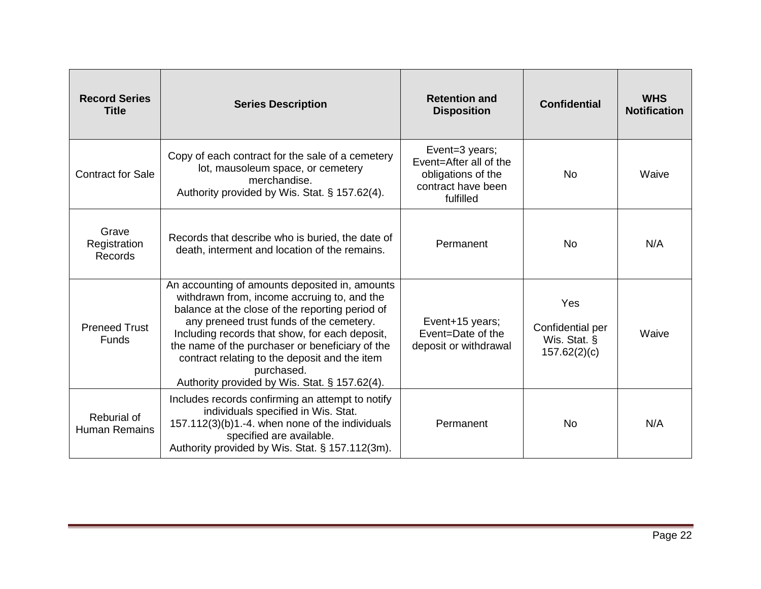| Record Series Title | Series Description | Retention and Disposition | Confidential | WHS Notification |
|---|---|---|---|---|
| Contract for Sale | Copy of each contract for the sale of a cemetery lot, mausoleum space, or cemetery merchandise.<br>Authority provided by Wis. Stat. § 157.62(4). | Event=3 years;<br>Event=After all of the obligations of the contract have been fulfilled | No | Waive |
| Grave Registration Records | Records that describe who is buried, the date of death, interment and location of the remains. | Permanent | No | N/A |
| Preneed Trust Funds | An accounting of amounts deposited in, amounts withdrawn from, income accruing to, and the balance at the close of the reporting period of any preneed trust funds of the cemetery. Including records that show, for each deposit, the name of the purchaser or beneficiary of the contract relating to the deposit and the item purchased.<br>Authority provided by Wis. Stat. § 157.62(4). | Event+15 years;<br>Event=Date of the deposit or withdrawal | Yes<br><br>Confidential per Wis. Stat. § 157.62(2)(c) | Waive |
| Reburial of Human Remains | Includes records confirming an attempt to notify individuals specified in Wis. Stat. 157.112(3)(b)1.-4. when none of the individuals specified are available.<br>Authority provided by Wis. Stat. § 157.112(3m). | Permanent | No | N/A |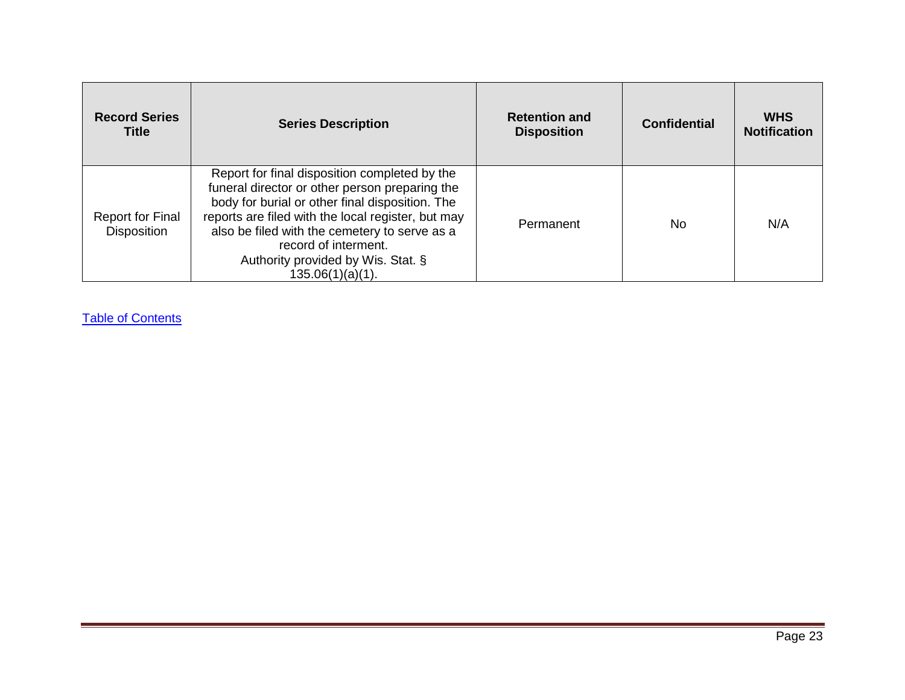| Record Series Title | Series Description | Retention and Disposition | Confidential | WHS Notification |
|---|---|---|---|---|
| Report for Final Disposition | Report for final disposition completed by the funeral director or other person preparing the body for burial or other final disposition. The reports are filed with the local register, but may also be filed with the cemetery to serve as a record of interment. Authority provided by Wis. Stat. § 135.06(1)(a)(1). | Permanent | No | N/A |

Table of Contents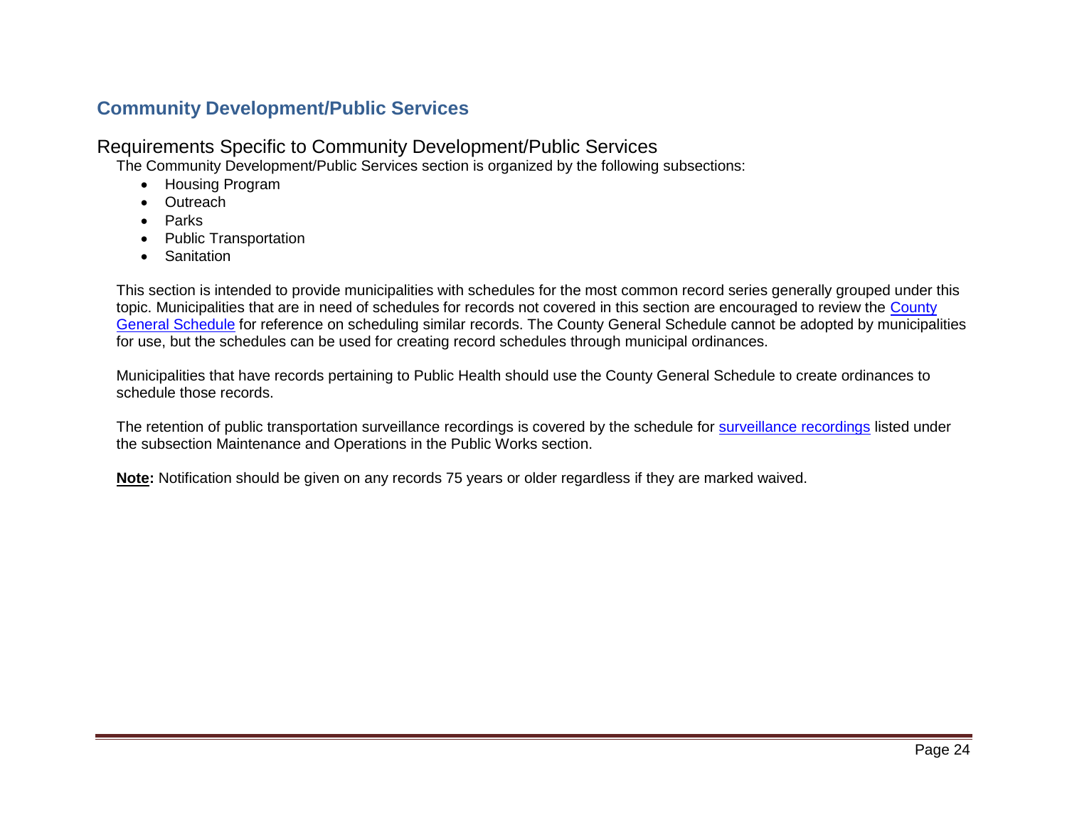## Community Development/Public Services

### Requirements Specific to Community Development/Public Services

The Community Development/Public Services section is organized by the following subsections:

- Housing Program
- Outreach
- Parks
- Public Transportation
- Sanitation

This section is intended to provide municipalities with schedules for the most common record series generally grouped under this topic. Municipalities that are in need of schedules for records not covered in this section are encouraged to review the County General Schedule for reference on scheduling similar records. The County General Schedule cannot be adopted by municipalities for use, but the schedules can be used for creating record schedules through municipal ordinances.

Municipalities that have records pertaining to Public Health should use the County General Schedule to create ordinances to schedule those records.

The retention of public transportation surveillance recordings is covered by the schedule for surveillance recordings listed under the subsection Maintenance and Operations in the Public Works section.

**Note:** Notification should be given on any records 75 years or older regardless if they are marked waived.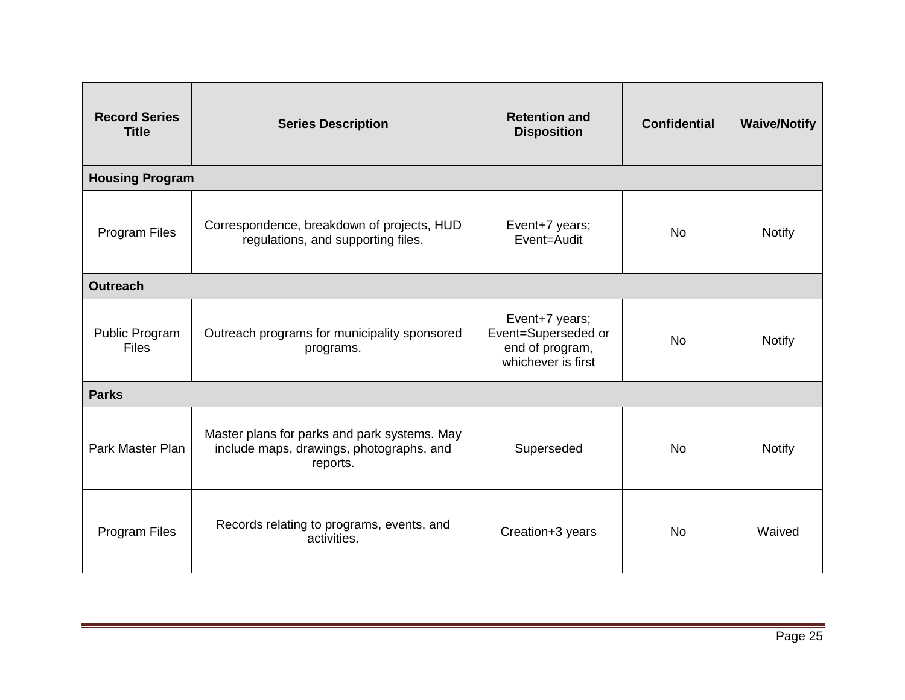| Record Series Title | Series Description | Retention and Disposition | Confidential | Waive/Notify |
|---|---|---|---|---|
| **Housing Program** | | | | |
| Program Files | Correspondence, breakdown of projects, HUD regulations, and supporting files. | Event+7 years; Event=Audit | No | Notify |
| **Outreach** | | | | |
| Public Program Files | Outreach programs for municipality sponsored programs. | Event+7 years; Event=Superseded or end of program, whichever is first | No | Notify |
| **Parks** | | | | |
| Park Master Plan | Master plans for parks and park systems. May include maps, drawings, photographs, and reports. | Superseded | No | Notify |
| Program Files | Records relating to programs, events, and activities. | Creation+3 years | No | Waived |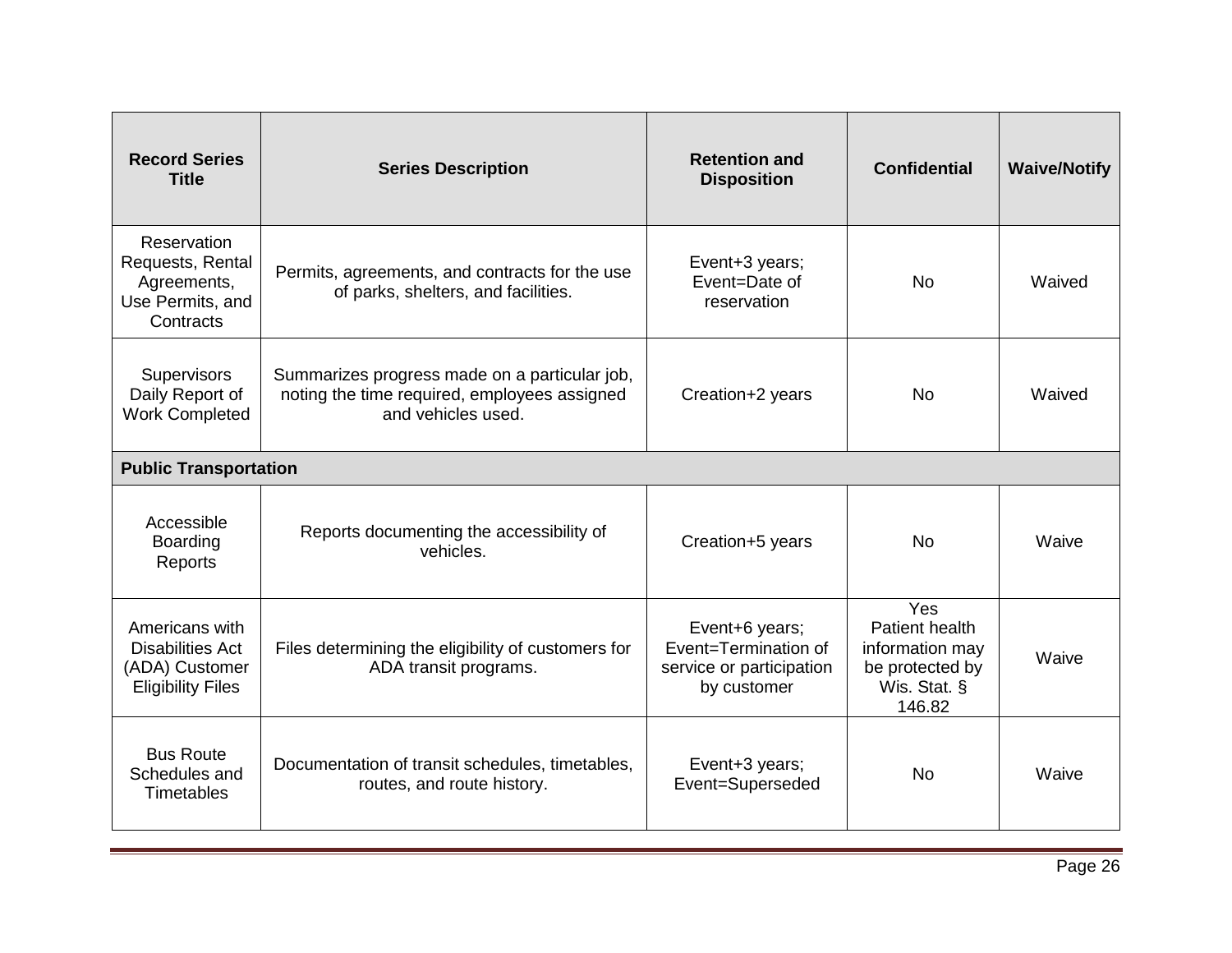| Record Series Title | Series Description | Retention and Disposition | Confidential | Waive/Notify |
|---|---|---|---|---|
| Reservation Requests, Rental Agreements, Use Permits, and Contracts | Permits, agreements, and contracts for the use of parks, shelters, and facilities. | Event+3 years; Event=Date of reservation | No | Waived |
| Supervisors Daily Report of Work Completed | Summarizes progress made on a particular job, noting the time required, employees assigned and vehicles used. | Creation+2 years | No | Waived |
| **Public Transportation** | | | | |
| Accessible Boarding Reports | Reports documenting the accessibility of vehicles. | Creation+5 years | No | Waive |
| Americans with Disabilities Act (ADA) Customer Eligibility Files | Files determining the eligibility of customers for ADA transit programs. | Event+6 years; Event=Termination of service or participation by customer | Yes Patient health information may be protected by Wis. Stat. § 146.82 | Waive |
| Bus Route Schedules and Timetables | Documentation of transit schedules, timetables, routes, and route history. | Event+3 years; Event=Superseded | No | Waive |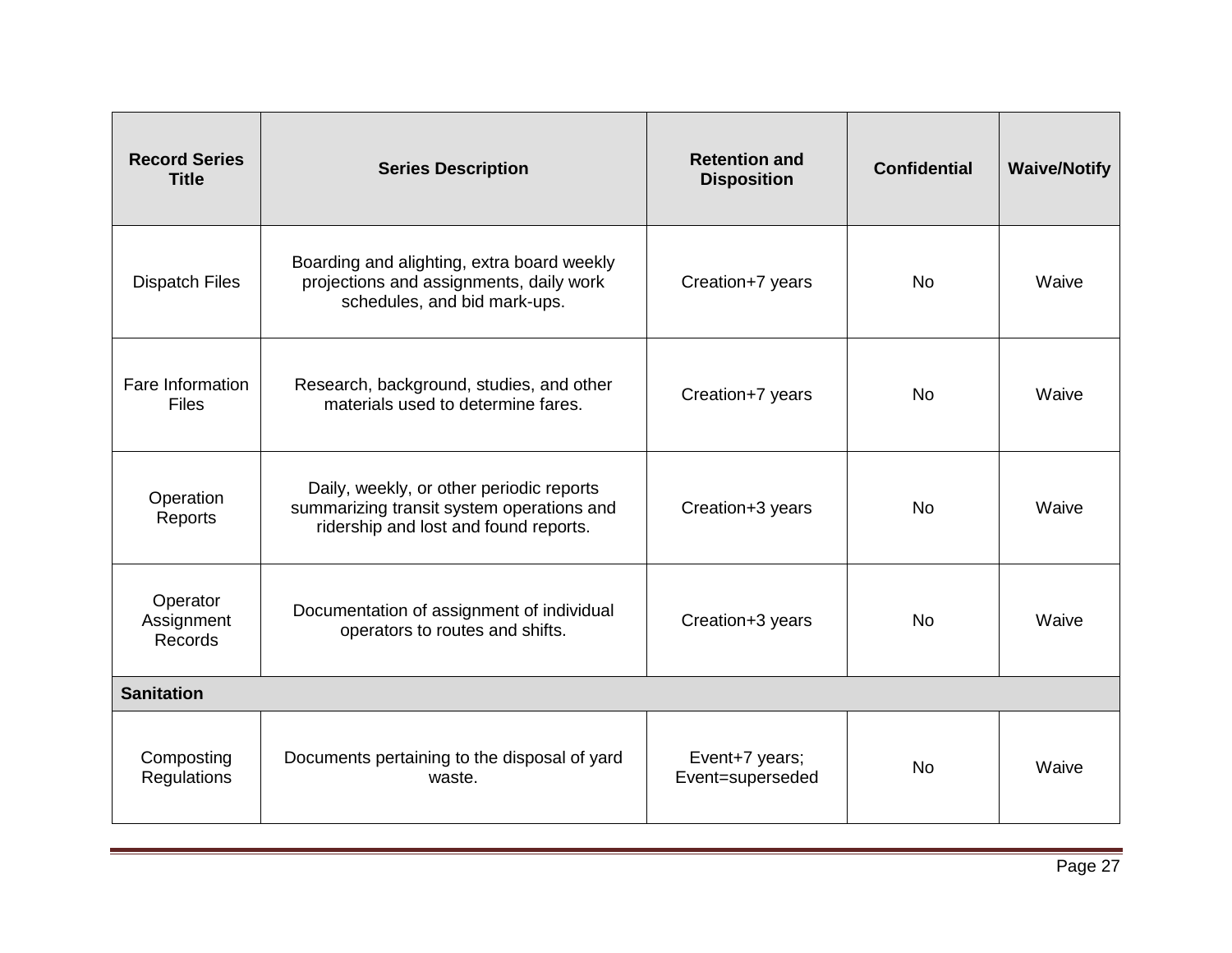| Record Series Title | Series Description | Retention and Disposition | Confidential | Waive/Notify |
|---|---|---|---|---|
| Dispatch Files | Boarding and alighting, extra board weekly projections and assignments, daily work schedules, and bid mark-ups. | Creation+7 years | No | Waive |
| Fare Information Files | Research, background, studies, and other materials used to determine fares. | Creation+7 years | No | Waive |
| Operation Reports | Daily, weekly, or other periodic reports summarizing transit system operations and ridership and lost and found reports. | Creation+3 years | No | Waive |
| Operator Assignment Records | Documentation of assignment of individual operators to routes and shifts. | Creation+3 years | No | Waive |
| **Sanitation** | | | | |
| Composting Regulations | Documents pertaining to the disposal of yard waste. | Event+7 years; Event=superseded | No | Waive |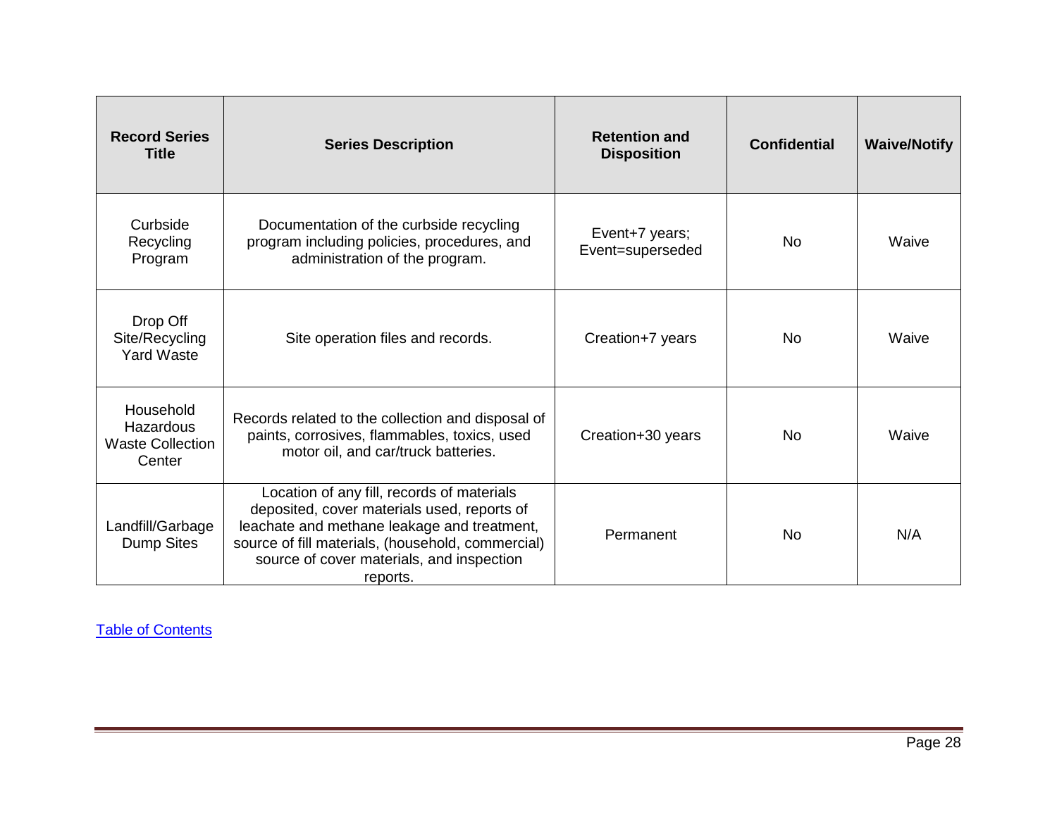| Record Series Title | Series Description | Retention and Disposition | Confidential | Waive/Notify |
|---|---|---|---|---|
| Curbside Recycling Program | Documentation of the curbside recycling program including policies, procedures, and administration of the program. | Event+7 years; Event=superseded | No | Waive |
| Drop Off Site/Recycling Yard Waste | Site operation files and records. | Creation+7 years | No | Waive |
| Household Hazardous Waste Collection Center | Records related to the collection and disposal of paints, corrosives, flammables, toxics, used motor oil, and car/truck batteries. | Creation+30 years | No | Waive |
| Landfill/Garbage Dump Sites | Location of any fill, records of materials deposited, cover materials used, reports of leachate and methane leakage and treatment, source of fill materials, (household, commercial) source of cover materials, and inspection reports. | Permanent | No | N/A |

Table of Contents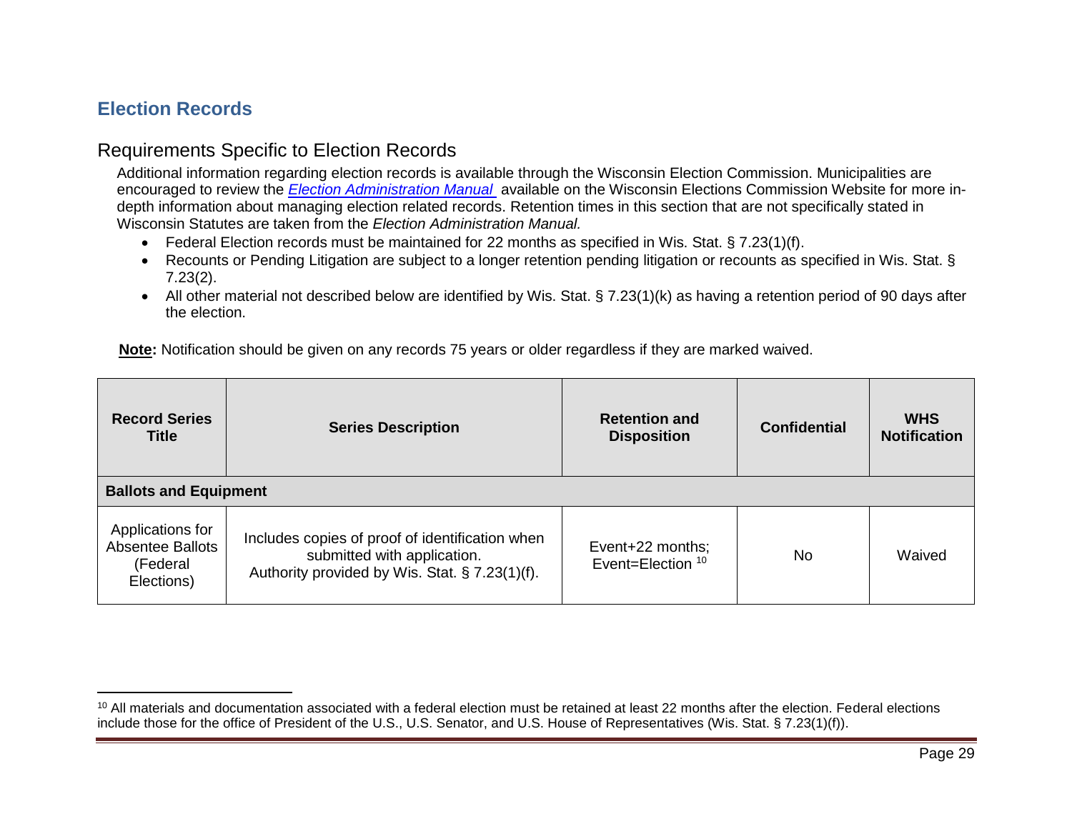## Election Records

### Requirements Specific to Election Records

Additional information regarding election records is available through the Wisconsin Election Commission. Municipalities are encouraged to review the [*Election Administration Manual*](#) available on the Wisconsin Elections Commission Website for more in-depth information about managing election related records. Retention times in this section that are not specifically stated in Wisconsin Statutes are taken from the *Election Administration Manual.*

- Federal Election records must be maintained for 22 months as specified in Wis. Stat. § 7.23(1)(f).
- Recounts or Pending Litigation are subject to a longer retention pending litigation or recounts as specified in Wis. Stat. § 7.23(2).
- All other material not described below are identified by Wis. Stat. § 7.23(1)(k) as having a retention period of 90 days after the election.

**Note:** Notification should be given on any records 75 years or older regardless if they are marked waived.

| Record Series Title | Series Description | Retention and Disposition | Confidential | WHS Notification |
|---|---|---|---|---|
| **Ballots and Equipment** | | | | |
| Applications for Absentee Ballots (Federal Elections) | Includes copies of proof of identification when submitted with application. Authority provided by Wis. Stat. § 7.23(1)(f). | Event+22 months; Event=Election [10] | No | Waived |

[10] All materials and documentation associated with a federal election must be retained at least 22 months after the election. Federal elections include those for the office of President of the U.S., U.S. Senator, and U.S. House of Representatives (Wis. Stat. § 7.23(1)(f)).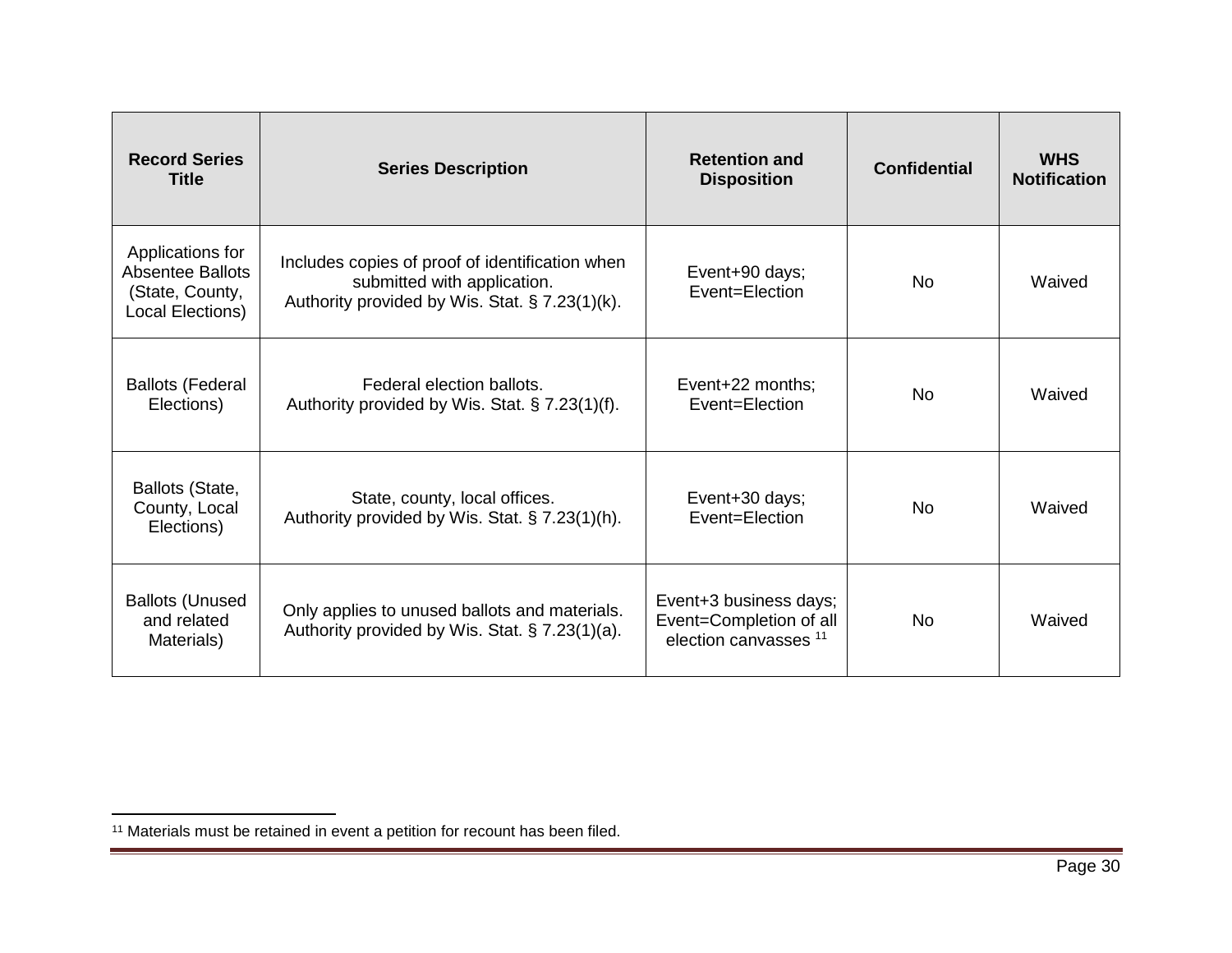| Record Series Title | Series Description | Retention and Disposition | Confidential | WHS Notification |
|---|---|---|---|---|
| Applications for Absentee Ballots (State, County, Local Elections) | Includes copies of proof of identification when submitted with application. Authority provided by Wis. Stat. § 7.23(1)(k). | Event+90 days; Event=Election | No | Waived |
| Ballots (Federal Elections) | Federal election ballots. Authority provided by Wis. Stat. § 7.23(1)(f). | Event+22 months; Event=Election | No | Waived |
| Ballots (State, County, Local Elections) | State, county, local offices. Authority provided by Wis. Stat. § 7.23(1)(h). | Event+30 days; Event=Election | No | Waived |
| Ballots (Unused and related Materials) | Only applies to unused ballots and materials. Authority provided by Wis. Stat. § 7.23(1)(a). | Event+3 business days; Event=Completion of all election canvasses [11] | No | Waived |

[11] Materials must be retained in event a petition for recount has been filed.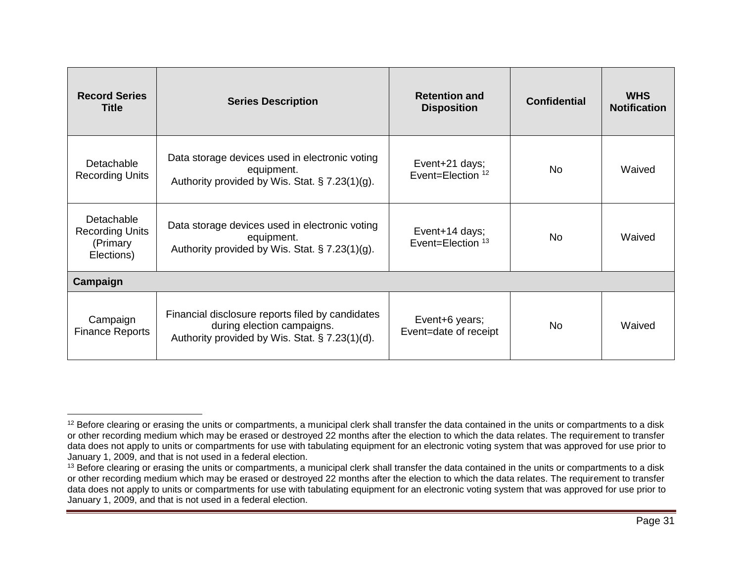| Record Series Title | Series Description | Retention and Disposition | Confidential | WHS Notification |
|---|---|---|---|---|
| Detachable Recording Units | Data storage devices used in electronic voting equipment. Authority provided by Wis. Stat. § 7.23(1)(g). | Event+21 days; Event=Election [12] | No | Waived |
| Detachable Recording Units (Primary Elections) | Data storage devices used in electronic voting equipment. Authority provided by Wis. Stat. § 7.23(1)(g). | Event+14 days; Event=Election [13] | No | Waived |
| **Campaign** | | | | |
| Campaign Finance Reports | Financial disclosure reports filed by candidates during election campaigns. Authority provided by Wis. Stat. § 7.23(1)(d). | Event+6 years; Event=date of receipt | No | Waived |

[12] Before clearing or erasing the units or compartments, a municipal clerk shall transfer the data contained in the units or compartments to a disk or other recording medium which may be erased or destroyed 22 months after the election to which the data relates. The requirement to transfer data does not apply to units or compartments for use with tabulating equipment for an electronic voting system that was approved for use prior to January 1, 2009, and that is not used in a federal election.

[13] Before clearing or erasing the units or compartments, a municipal clerk shall transfer the data contained in the units or compartments to a disk or other recording medium which may be erased or destroyed 22 months after the election to which the data relates. The requirement to transfer data does not apply to units or compartments for use with tabulating equipment for an electronic voting system that was approved for use prior to January 1, 2009, and that is not used in a federal election.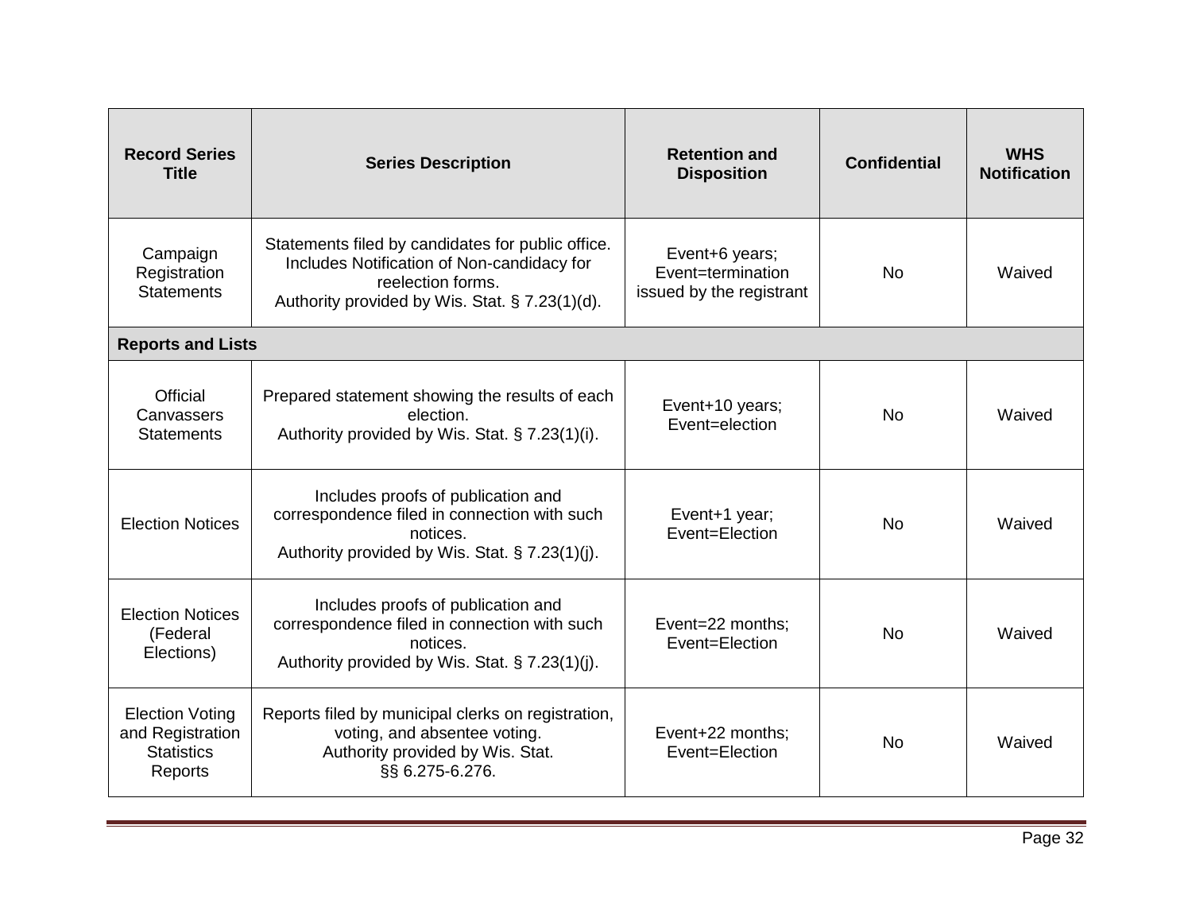| Record Series Title | Series Description | Retention and Disposition | Confidential | WHS Notification |
|---|---|---|---|---|
| Campaign Registration Statements | Statements filed by candidates for public office. Includes Notification of Non-candidacy for reelection forms. Authority provided by Wis. Stat. § 7.23(1)(d). | Event+6 years; Event=termination issued by the registrant | No | Waived |
| **Reports and Lists** | | | | |
| Official Canvassers Statements | Prepared statement showing the results of each election. Authority provided by Wis. Stat. § 7.23(1)(i). | Event+10 years; Event=election | No | Waived |
| Election Notices | Includes proofs of publication and correspondence filed in connection with such notices. Authority provided by Wis. Stat. § 7.23(1)(j). | Event+1 year; Event=Election | No | Waived |
| Election Notices (Federal Elections) | Includes proofs of publication and correspondence filed in connection with such notices. Authority provided by Wis. Stat. § 7.23(1)(j). | Event=22 months; Event=Election | No | Waived |
| Election Voting and Registration Statistics Reports | Reports filed by municipal clerks on registration, voting, and absentee voting. Authority provided by Wis. Stat. §§ 6.275-6.276. | Event+22 months; Event=Election | No | Waived |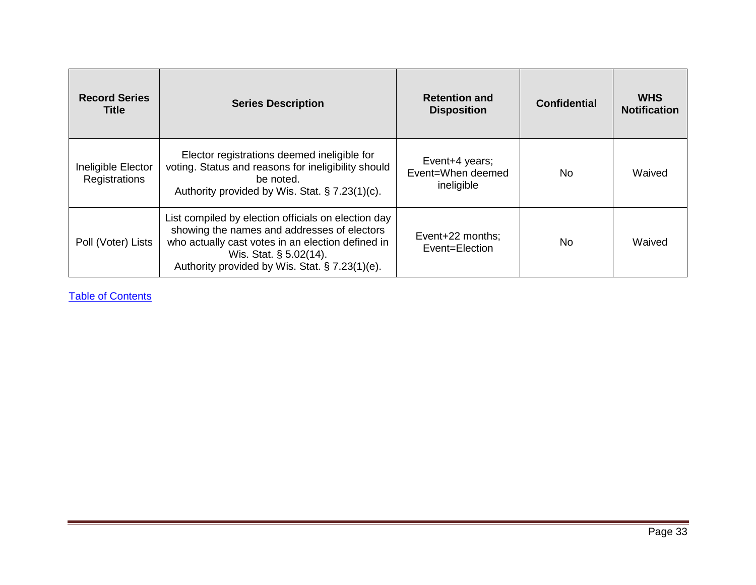| Record Series Title | Series Description | Retention and Disposition | Confidential | WHS Notification |
|---|---|---|---|---|
| Ineligible Elector Registrations | Elector registrations deemed ineligible for voting. Status and reasons for ineligibility should be noted.<br>Authority provided by Wis. Stat. § 7.23(1)(c). | Event+4 years; Event=When deemed ineligible | No | Waived |
| Poll (Voter) Lists | List compiled by election officials on election day showing the names and addresses of electors who actually cast votes in an election defined in Wis. Stat. § 5.02(14).<br>Authority provided by Wis. Stat. § 7.23(1)(e). | Event+22 months; Event=Election | No | Waived |

Table of Contents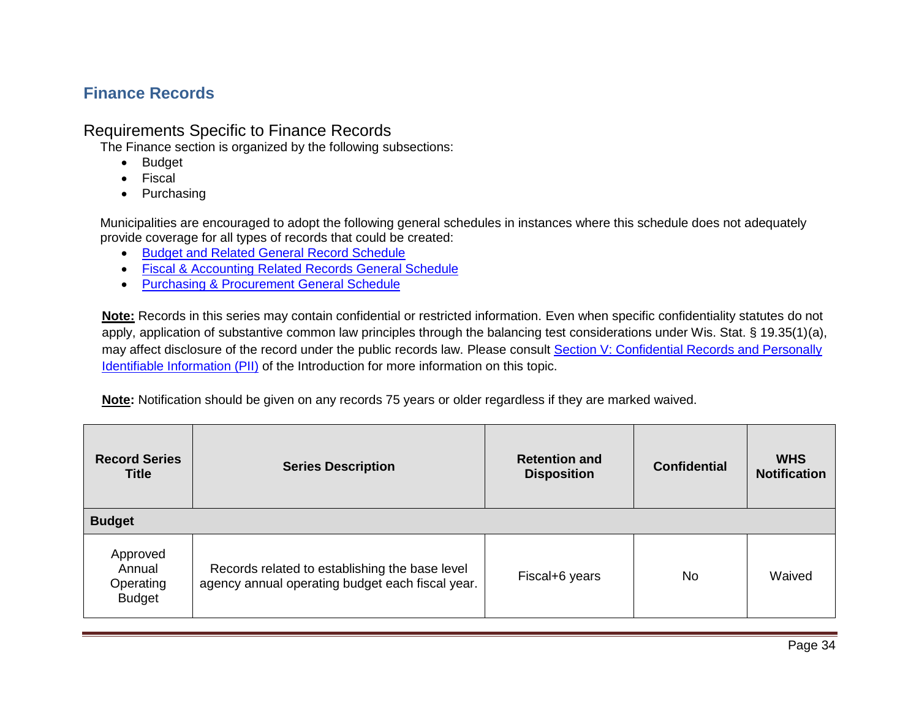## Finance Records

### Requirements Specific to Finance Records

The Finance section is organized by the following subsections:

- Budget
- Fiscal
- Purchasing

Municipalities are encouraged to adopt the following general schedules in instances where this schedule does not adequately provide coverage for all types of records that could be created:

- Budget and Related General Record Schedule
- Fiscal & Accounting Related Records General Schedule
- Purchasing & Procurement General Schedule

**Note:** Records in this series may contain confidential or restricted information. Even when specific confidentiality statutes do not apply, application of substantive common law principles through the balancing test considerations under Wis. Stat. § 19.35(1)(a), may affect disclosure of the record under the public records law. Please consult Section V: Confidential Records and Personally Identifiable Information (PII) of the Introduction for more information on this topic.

**Note:** Notification should be given on any records 75 years or older regardless if they are marked waived.

| Record Series Title | Series Description | Retention and Disposition | Confidential | WHS Notification |
|---|---|---|---|---|
| **Budget** | | | | |
| Approved Annual Operating Budget | Records related to establishing the base level agency annual operating budget each fiscal year. | Fiscal+6 years | No | Waived |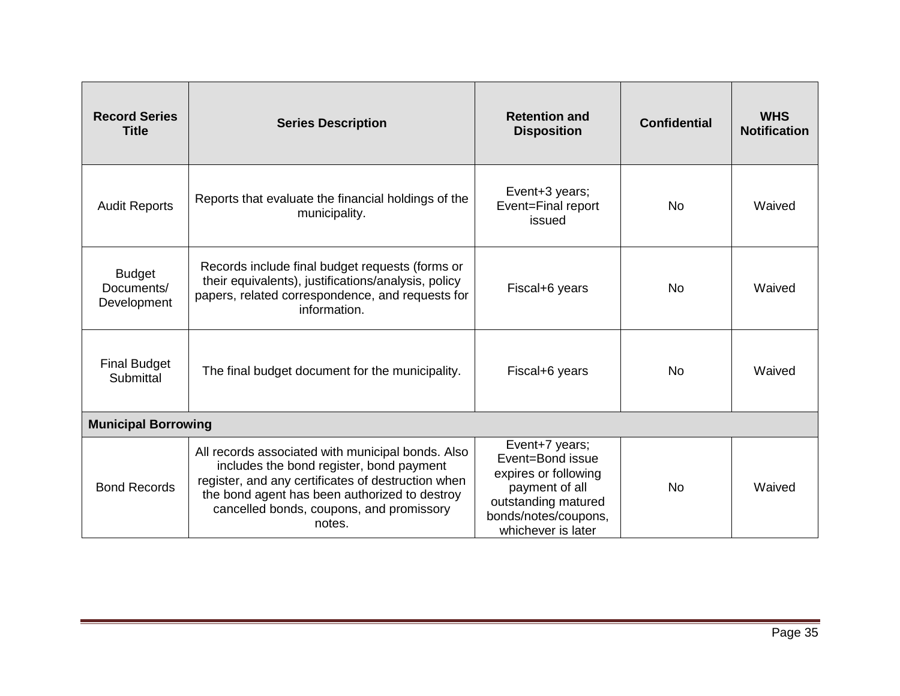| Record Series Title | Series Description | Retention and Disposition | Confidential | WHS Notification |
|---|---|---|---|---|
| Audit Reports | Reports that evaluate the financial holdings of the municipality. | Event+3 years; Event=Final report issued | No | Waived |
| Budget Documents/ Development | Records include final budget requests (forms or their equivalents), justifications/analysis, policy papers, related correspondence, and requests for information. | Fiscal+6 years | No | Waived |
| Final Budget Submittal | The final budget document for the municipality. | Fiscal+6 years | No | Waived |
| **Municipal Borrowing** | | | | |
| Bond Records | All records associated with municipal bonds. Also includes the bond register, bond payment register, and any certificates of destruction when the bond agent has been authorized to destroy cancelled bonds, coupons, and promissory notes. | Event+7 years; Event=Bond issue expires or following payment of all outstanding matured bonds/notes/coupons, whichever is later | No | Waived |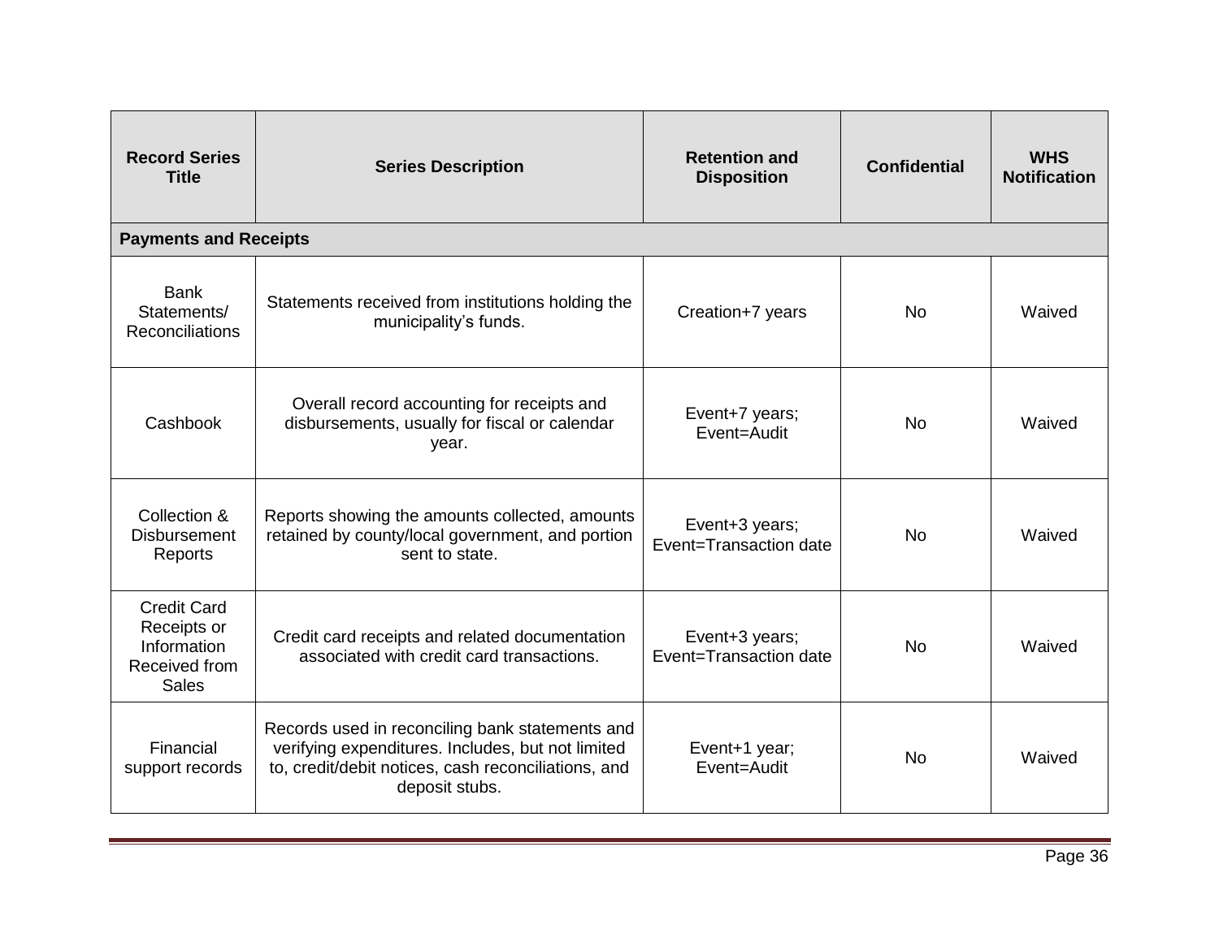| Record Series Title | Series Description | Retention and Disposition | Confidential | WHS Notification |
|---|---|---|---|---|
| **Payments and Receipts** | | | | |
| Bank Statements/ Reconciliations | Statements received from institutions holding the municipality's funds. | Creation+7 years | No | Waived |
| Cashbook | Overall record accounting for receipts and disbursements, usually for fiscal or calendar year. | Event+7 years; Event=Audit | No | Waived |
| Collection & Disbursement Reports | Reports showing the amounts collected, amounts retained by county/local government, and portion sent to state. | Event+3 years; Event=Transaction date | No | Waived |
| Credit Card Receipts or Information Received from Sales | Credit card receipts and related documentation associated with credit card transactions. | Event+3 years; Event=Transaction date | No | Waived |
| Financial support records | Records used in reconciling bank statements and verifying expenditures. Includes, but not limited to, credit/debit notices, cash reconciliations, and deposit stubs. | Event+1 year; Event=Audit | No | Waived |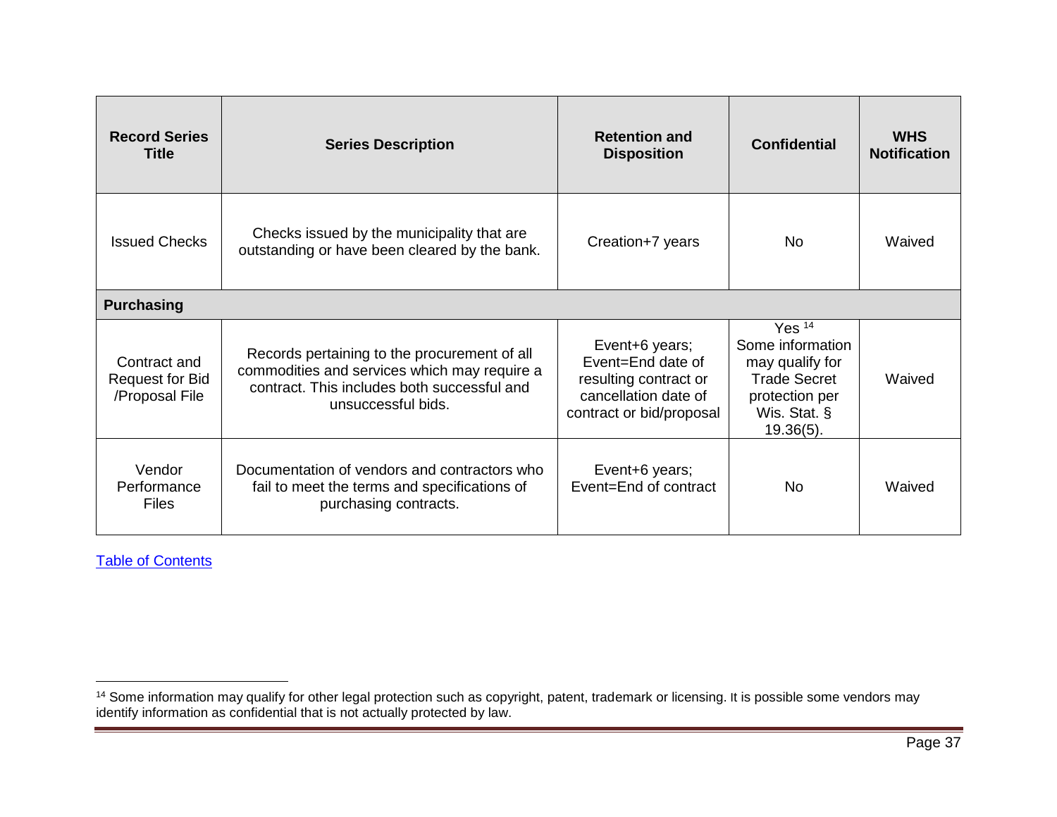| Record Series Title | Series Description | Retention and Disposition | Confidential | WHS Notification |
|---|---|---|---|---|
| Issued Checks | Checks issued by the municipality that are outstanding or have been cleared by the bank. | Creation+7 years | No | Waived |
| **Purchasing** | | | | |
| Contract and Request for Bid /Proposal File | Records pertaining to the procurement of all commodities and services which may require a contract. This includes both successful and unsuccessful bids. | Event+6 years; Event=End date of resulting contract or cancellation date of contract or bid/proposal | Yes [14] Some information may qualify for Trade Secret protection per Wis. Stat. § 19.36(5). | Waived |
| Vendor Performance Files | Documentation of vendors and contractors who fail to meet the terms and specifications of purchasing contracts. | Event+6 years; Event=End of contract | No | Waived |

[Table of Contents]

[14] Some information may qualify for other legal protection such as copyright, patent, trademark or licensing. It is possible some vendors may identify information as confidential that is not actually protected by law.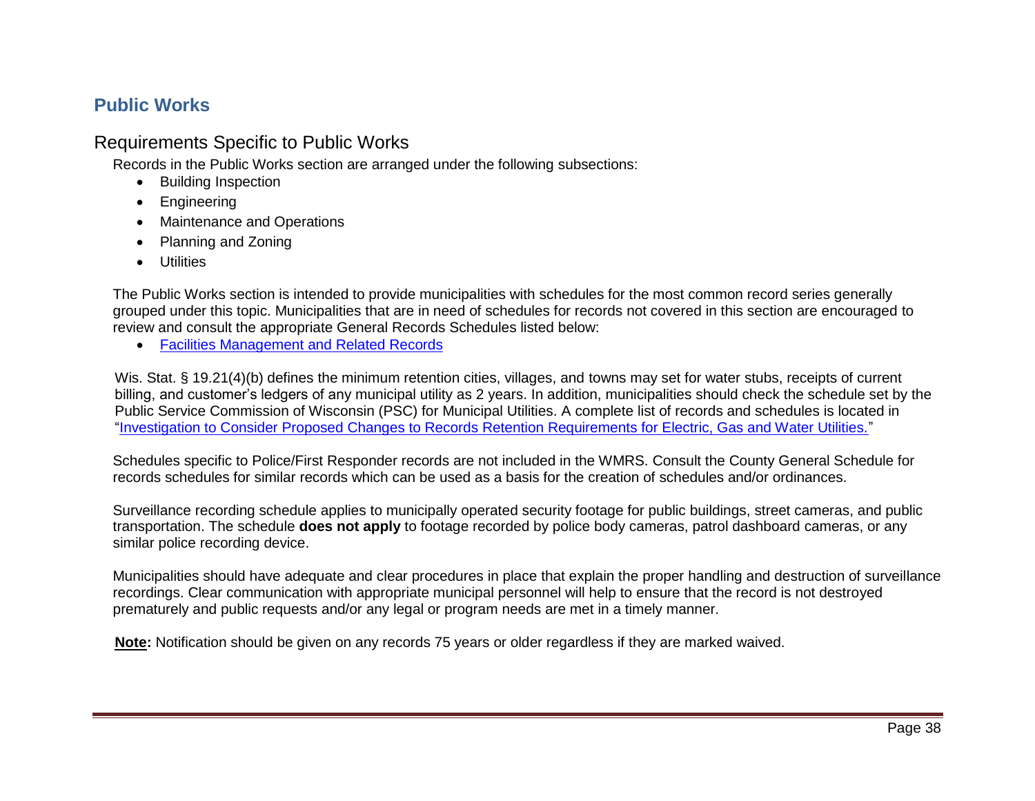# Public Works

## Requirements Specific to Public Works

Records in the Public Works section are arranged under the following subsections:

- Building Inspection
- Engineering
- Maintenance and Operations
- Planning and Zoning
- Utilities

The Public Works section is intended to provide municipalities with schedules for the most common record series generally grouped under this topic. Municipalities that are in need of schedules for records not covered in this section are encouraged to review and consult the appropriate General Records Schedules listed below:

- Facilities Management and Related Records

Wis. Stat. § 19.21(4)(b) defines the minimum retention cities, villages, and towns may set for water stubs, receipts of current billing, and customer's ledgers of any municipal utility as 2 years. In addition, municipalities should check the schedule set by the Public Service Commission of Wisconsin (PSC) for Municipal Utilities. A complete list of records and schedules is located in "Investigation to Consider Proposed Changes to Records Retention Requirements for Electric, Gas and Water Utilities."

Schedules specific to Police/First Responder records are not included in the WMRS. Consult the County General Schedule for records schedules for similar records which can be used as a basis for the creation of schedules and/or ordinances.

Surveillance recording schedule applies to municipally operated security footage for public buildings, street cameras, and public transportation. The schedule **does not apply** to footage recorded by police body cameras, patrol dashboard cameras, or any similar police recording device.

Municipalities should have adequate and clear procedures in place that explain the proper handling and destruction of surveillance recordings. Clear communication with appropriate municipal personnel will help to ensure that the record is not destroyed prematurely and public requests and/or any legal or program needs are met in a timely manner.

**Note:** Notification should be given on any records 75 years or older regardless if they are marked waived.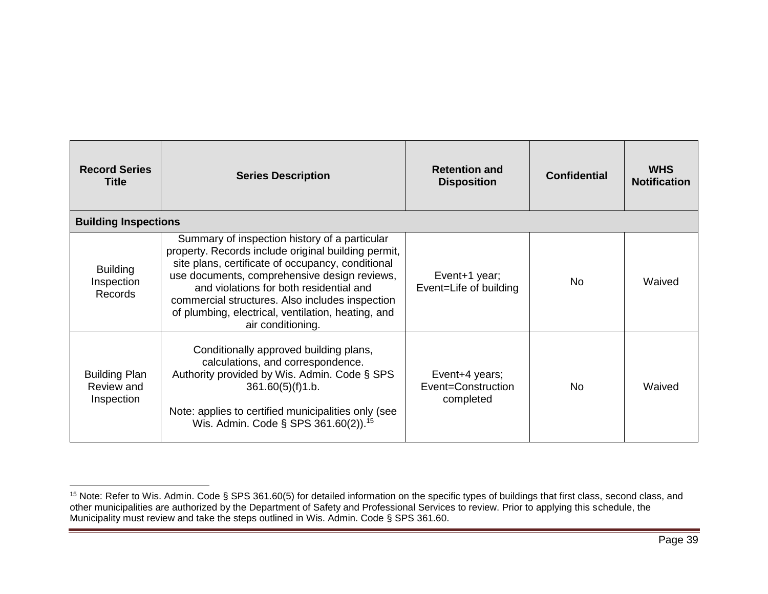| Record Series Title | Series Description | Retention and Disposition | Confidential | WHS Notification |
|---|---|---|---|---|
| **Building Inspections** | | | | |
| Building Inspection Records | Summary of inspection history of a particular property. Records include original building permit, site plans, certificate of occupancy, conditional use documents, comprehensive design reviews, and violations for both residential and commercial structures. Also includes inspection of plumbing, electrical, ventilation, heating, and air conditioning. | Event+1 year; Event=Life of building | No | Waived |
| Building Plan Review and Inspection | Conditionally approved building plans, calculations, and correspondence. Authority provided by Wis. Admin. Code § SPS 361.60(5)(f)1.b. Note: applies to certified municipalities only (see Wis. Admin. Code § SPS 361.60(2)).[15] | Event+4 years; Event=Construction completed | No | Waived |

[15] Note: Refer to Wis. Admin. Code § SPS 361.60(5) for detailed information on the specific types of buildings that first class, second class, and other municipalities are authorized by the Department of Safety and Professional Services to review. Prior to applying this schedule, the Municipality must review and take the steps outlined in Wis. Admin. Code § SPS 361.60.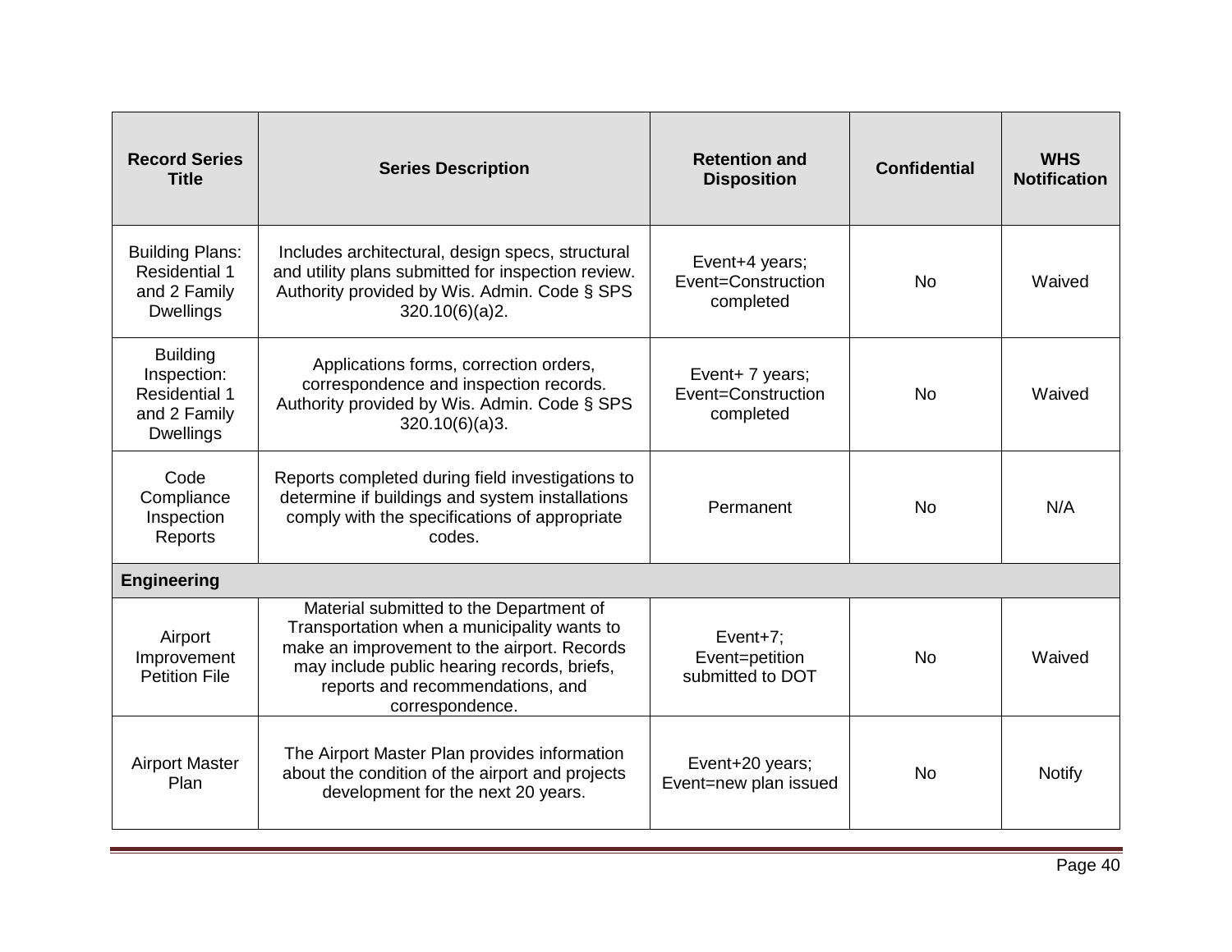| Record Series Title | Series Description | Retention and Disposition | Confidential | WHS Notification |
|---|---|---|---|---|
| Building Plans: Residential 1 and 2 Family Dwellings | Includes architectural, design specs, structural and utility plans submitted for inspection review. Authority provided by Wis. Admin. Code § SPS 320.10(6)(a)2. | Event+4 years; Event=Construction completed | No | Waived |
| Building Inspection: Residential 1 and 2 Family Dwellings | Applications forms, correction orders, correspondence and inspection records. Authority provided by Wis. Admin. Code § SPS 320.10(6)(a)3. | Event+ 7 years; Event=Construction completed | No | Waived |
| Code Compliance Inspection Reports | Reports completed during field investigations to determine if buildings and system installations comply with the specifications of appropriate codes. | Permanent | No | N/A |
| **Engineering** | | | | |
| Airport Improvement Petition File | Material submitted to the Department of Transportation when a municipality wants to make an improvement to the airport. Records may include public hearing records, briefs, reports and recommendations, and correspondence. | Event+7; Event=petition submitted to DOT | No | Waived |
| Airport Master Plan | The Airport Master Plan provides information about the condition of the airport and projects development for the next 20 years. | Event+20 years; Event=new plan issued | No | Notify |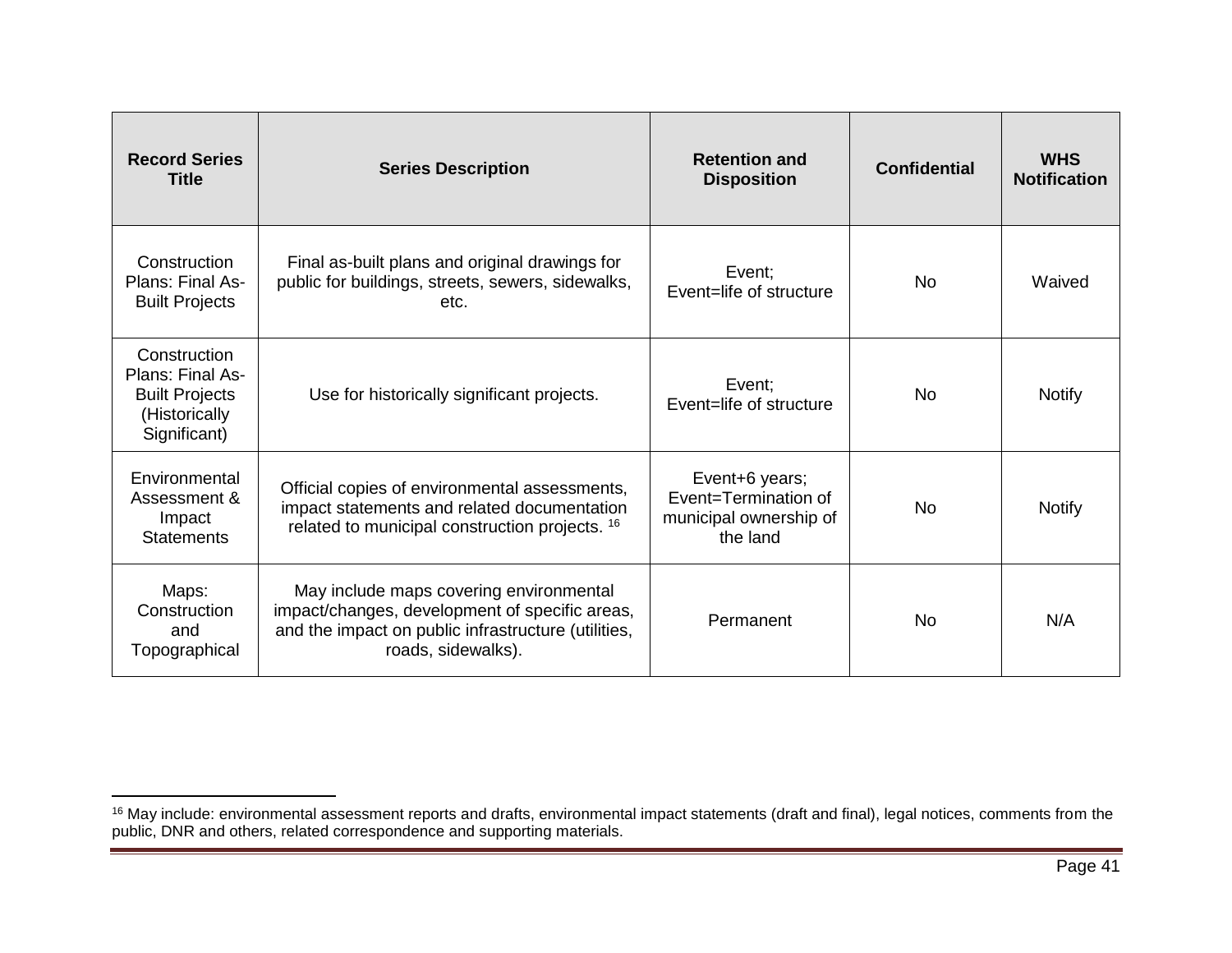| Record Series Title | Series Description | Retention and Disposition | Confidential | WHS Notification |
|---|---|---|---|---|
| Construction Plans: Final As-Built Projects | Final as-built plans and original drawings for public for buildings, streets, sewers, sidewalks, etc. | Event; Event=life of structure | No | Waived |
| Construction Plans: Final As-Built Projects (Historically Significant) | Use for historically significant projects. | Event; Event=life of structure | No | Notify |
| Environmental Assessment & Impact Statements | Official copies of environmental assessments, impact statements and related documentation related to municipal construction projects. [16] | Event+6 years; Event=Termination of municipal ownership of the land | No | Notify |
| Maps: Construction and Topographical | May include maps covering environmental impact/changes, development of specific areas, and the impact on public infrastructure (utilities, roads, sidewalks). | Permanent | No | N/A |

[16] May include: environmental assessment reports and drafts, environmental impact statements (draft and final), legal notices, comments from the public, DNR and others, related correspondence and supporting materials.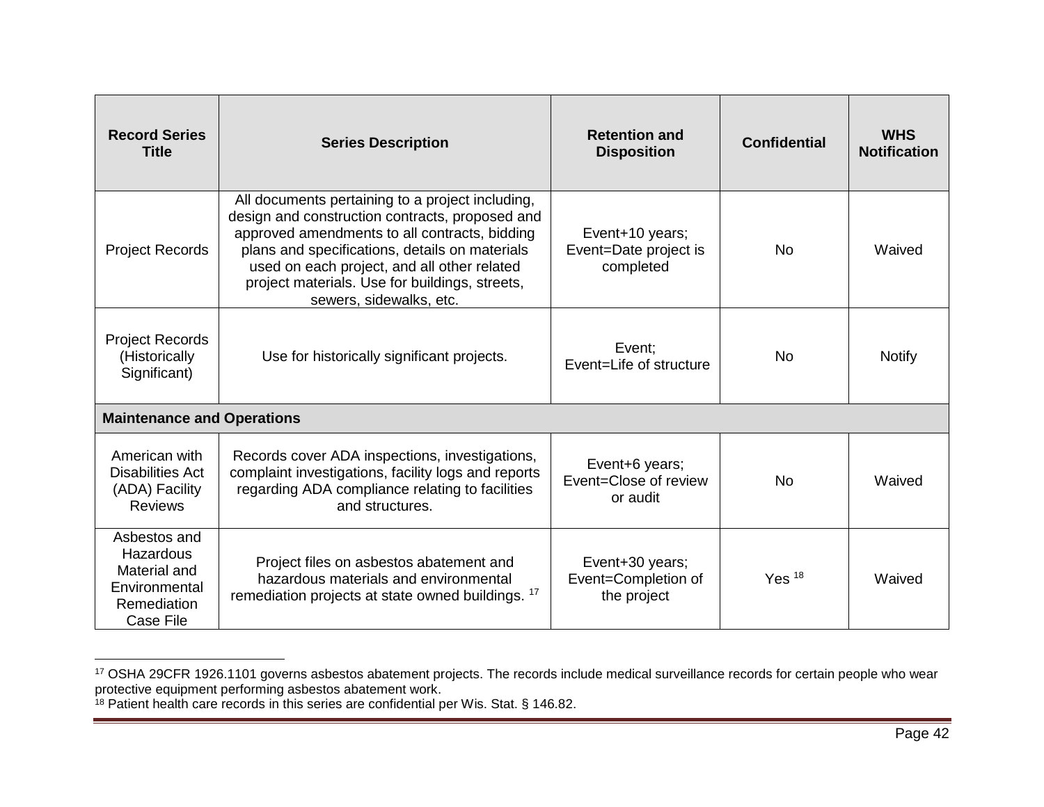| Record Series Title | Series Description | Retention and Disposition | Confidential | WHS Notification |
|---|---|---|---|---|
| Project Records | All documents pertaining to a project including, design and construction contracts, proposed and approved amendments to all contracts, bidding plans and specifications, details on materials used on each project, and all other related project materials. Use for buildings, streets, sewers, sidewalks, etc. | Event+10 years; Event=Date project is completed | No | Waived |
| Project Records (Historically Significant) | Use for historically significant projects. | Event; Event=Life of structure | No | Notify |
| **Maintenance and Operations** | | | | |
| American with Disabilities Act (ADA) Facility Reviews | Records cover ADA inspections, investigations, complaint investigations, facility logs and reports regarding ADA compliance relating to facilities and structures. | Event+6 years; Event=Close of review or audit | No | Waived |
| Asbestos and Hazardous Material and Environmental Remediation Case File | Project files on asbestos abatement and hazardous materials and environmental remediation projects at state owned buildings. [17] | Event+30 years; Event=Completion of the project | Yes [18] | Waived |

[17] OSHA 29CFR 1926.1101 governs asbestos abatement projects. The records include medical surveillance records for certain people who wear protective equipment performing asbestos abatement work.

[18] Patient health care records in this series are confidential per Wis. Stat. § 146.82.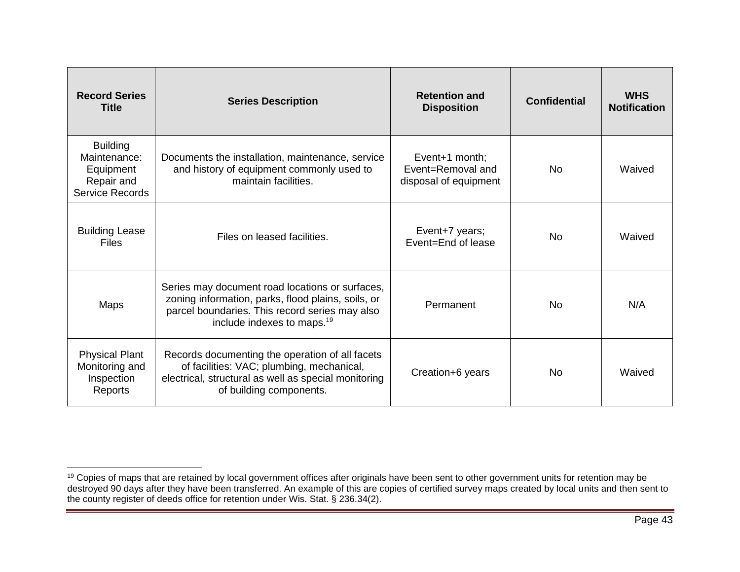| Record Series Title | Series Description | Retention and Disposition | Confidential | WHS Notification |
|---|---|---|---|---|
| Building Maintenance: Equipment Repair and Service Records | Documents the installation, maintenance, service and history of equipment commonly used to maintain facilities. | Event+1 month; Event=Removal and disposal of equipment | No | Waived |
| Building Lease Files | Files on leased facilities. | Event+7 years; Event=End of lease | No | Waived |
| Maps | Series may document road locations or surfaces, zoning information, parks, flood plains, soils, or parcel boundaries. This record series may also include indexes to maps.[19] | Permanent | No | N/A |
| Physical Plant Monitoring and Inspection Reports | Records documenting the operation of all facets of facilities: VAC; plumbing, mechanical, electrical, structural as well as special monitoring of building components. | Creation+6 years | No | Waived |

[19] Copies of maps that are retained by local government offices after originals have been sent to other government units for retention may be destroyed 90 days after they have been transferred. An example of this are copies of certified survey maps created by local units and then sent to the county register of deeds office for retention under Wis. Stat. § 236.34(2).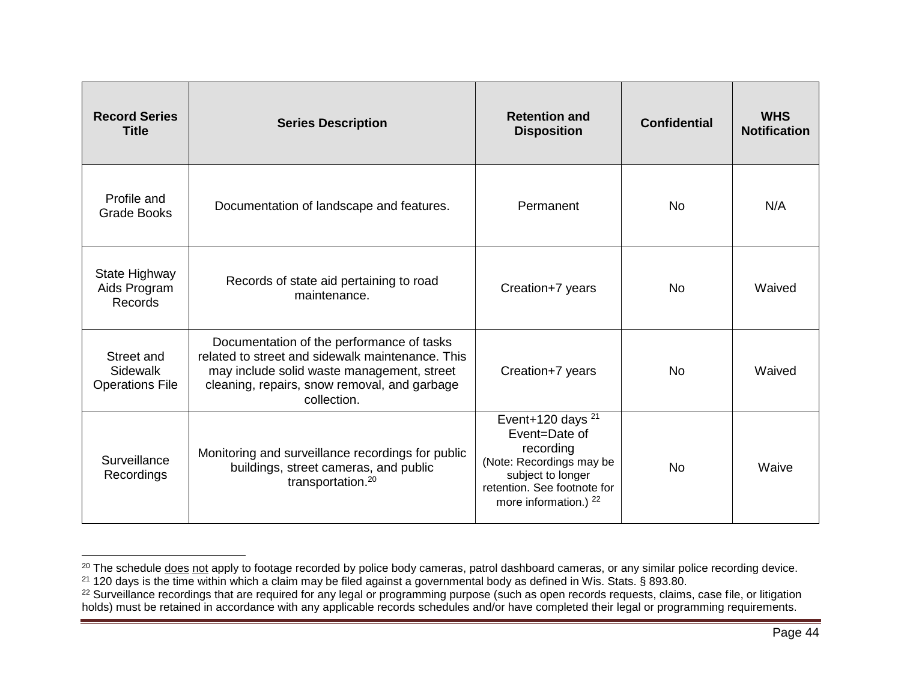| Record Series Title | Series Description | Retention and Disposition | Confidential | WHS Notification |
|---|---|---|---|---|
| Profile and Grade Books | Documentation of landscape and features. | Permanent | No | N/A |
| State Highway Aids Program Records | Records of state aid pertaining to road maintenance. | Creation+7 years | No | Waived |
| Street and Sidewalk Operations File | Documentation of the performance of tasks related to street and sidewalk maintenance. This may include solid waste management, street cleaning, repairs, snow removal, and garbage collection. | Creation+7 years | No | Waived |
| Surveillance Recordings | Monitoring and surveillance recordings for public buildings, street cameras, and public transportation.[20] | Event+120 days [21] Event=Date of recording (Note: Recordings may be subject to longer retention. See footnote for more information.) [22] | No | Waive |

[20] The schedule does not apply to footage recorded by police body cameras, patrol dashboard cameras, or any similar police recording device.

[21] 120 days is the time within which a claim may be filed against a governmental body as defined in Wis. Stats. § 893.80.

[22] Surveillance recordings that are required for any legal or programming purpose (such as open records requests, claims, case file, or litigation holds) must be retained in accordance with any applicable records schedules and/or have completed their legal or programming requirements.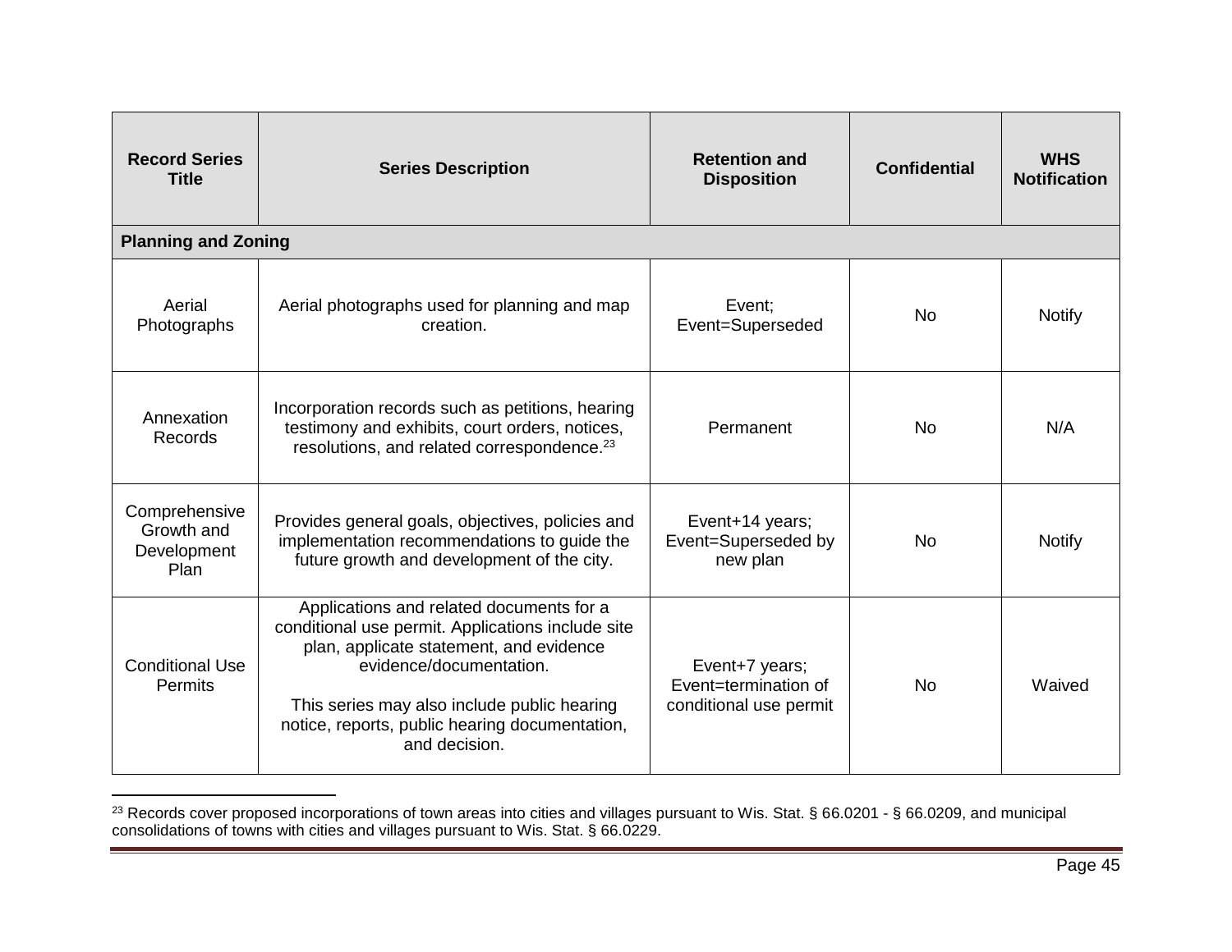| Record Series Title | Series Description | Retention and Disposition | Confidential | WHS Notification |
|---|---|---|---|---|
| **Planning and Zoning** | | | | |
| Aerial Photographs | Aerial photographs used for planning and map creation. | Event; Event=Superseded | No | Notify |
| Annexation Records | Incorporation records such as petitions, hearing testimony and exhibits, court orders, notices, resolutions, and related correspondence.[23] | Permanent | No | N/A |
| Comprehensive Growth and Development Plan | Provides general goals, objectives, policies and implementation recommendations to guide the future growth and development of the city. | Event+14 years; Event=Superseded by new plan | No | Notify |
| Conditional Use Permits | Applications and related documents for a conditional use permit. Applications include site plan, applicate statement, and evidence evidence/documentation.<br><br>This series may also include public hearing notice, reports, public hearing documentation, and decision. | Event+7 years; Event=termination of conditional use permit | No | Waived |

[23] Records cover proposed incorporations of town areas into cities and villages pursuant to Wis. Stat. § 66.0201 - § 66.0209, and municipal consolidations of towns with cities and villages pursuant to Wis. Stat. § 66.0229.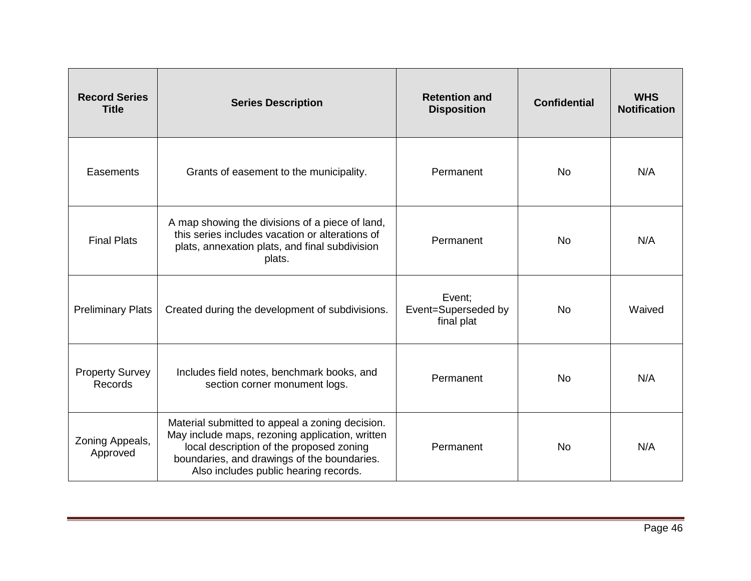| Record Series Title | Series Description | Retention and Disposition | Confidential | WHS Notification |
|---|---|---|---|---|
| Easements | Grants of easement to the municipality. | Permanent | No | N/A |
| Final Plats | A map showing the divisions of a piece of land, this series includes vacation or alterations of plats, annexation plats, and final subdivision plats. | Permanent | No | N/A |
| Preliminary Plats | Created during the development of subdivisions. | Event; Event=Superseded by final plat | No | Waived |
| Property Survey Records | Includes field notes, benchmark books, and section corner monument logs. | Permanent | No | N/A |
| Zoning Appeals, Approved | Material submitted to appeal a zoning decision. May include maps, rezoning application, written local description of the proposed zoning boundaries, and drawings of the boundaries. Also includes public hearing records. | Permanent | No | N/A |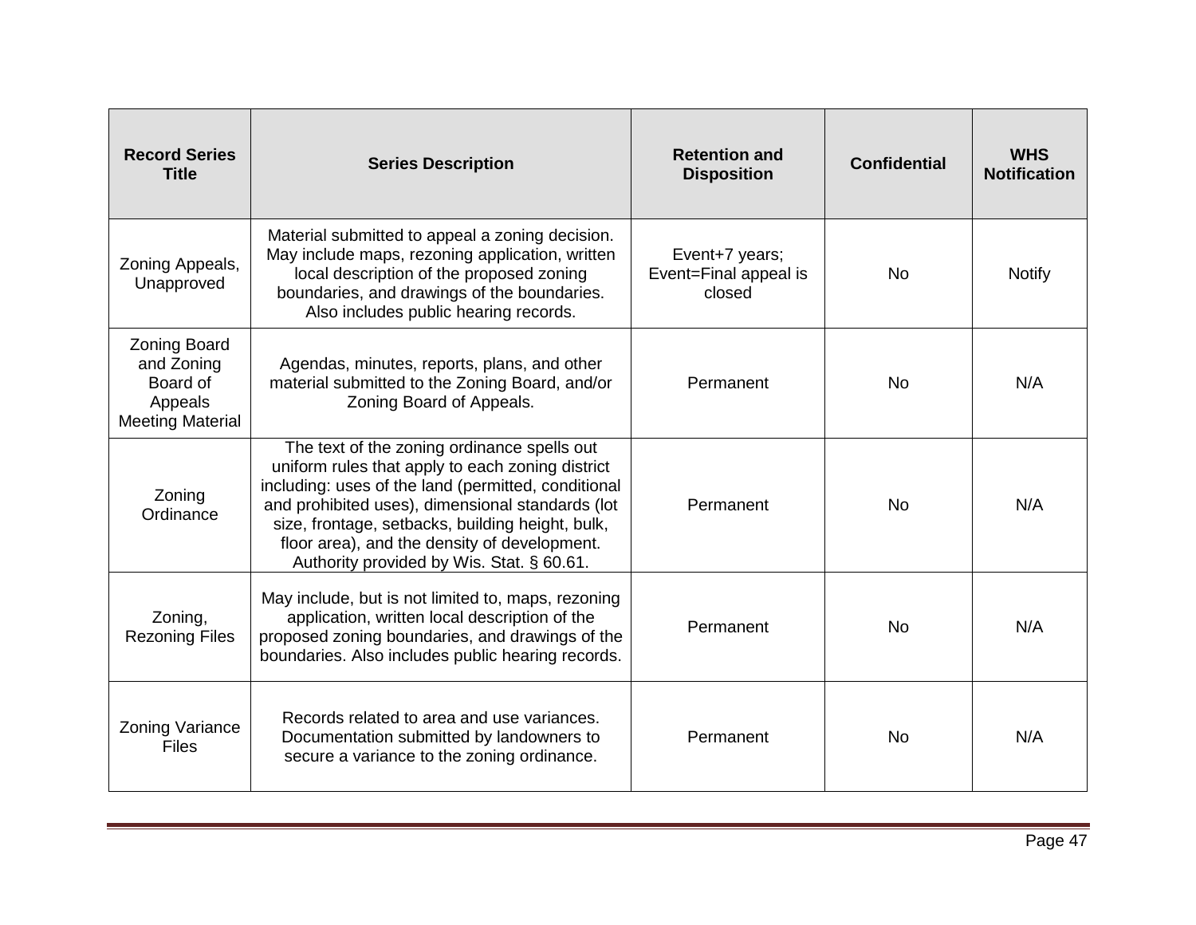| Record Series Title | Series Description | Retention and Disposition | Confidential | WHS Notification |
|---|---|---|---|---|
| Zoning Appeals, Unapproved | Material submitted to appeal a zoning decision. May include maps, rezoning application, written local description of the proposed zoning boundaries, and drawings of the boundaries. Also includes public hearing records. | Event+7 years; Event=Final appeal is closed | No | Notify |
| Zoning Board and Zoning Board of Appeals Meeting Material | Agendas, minutes, reports, plans, and other material submitted to the Zoning Board, and/or Zoning Board of Appeals. | Permanent | No | N/A |
| Zoning Ordinance | The text of the zoning ordinance spells out uniform rules that apply to each zoning district including: uses of the land (permitted, conditional and prohibited uses), dimensional standards (lot size, frontage, setbacks, building height, bulk, floor area), and the density of development. Authority provided by Wis. Stat. § 60.61. | Permanent | No | N/A |
| Zoning, Rezoning Files | May include, but is not limited to, maps, rezoning application, written local description of the proposed zoning boundaries, and drawings of the boundaries. Also includes public hearing records. | Permanent | No | N/A |
| Zoning Variance Files | Records related to area and use variances. Documentation submitted by landowners to secure a variance to the zoning ordinance. | Permanent | No | N/A |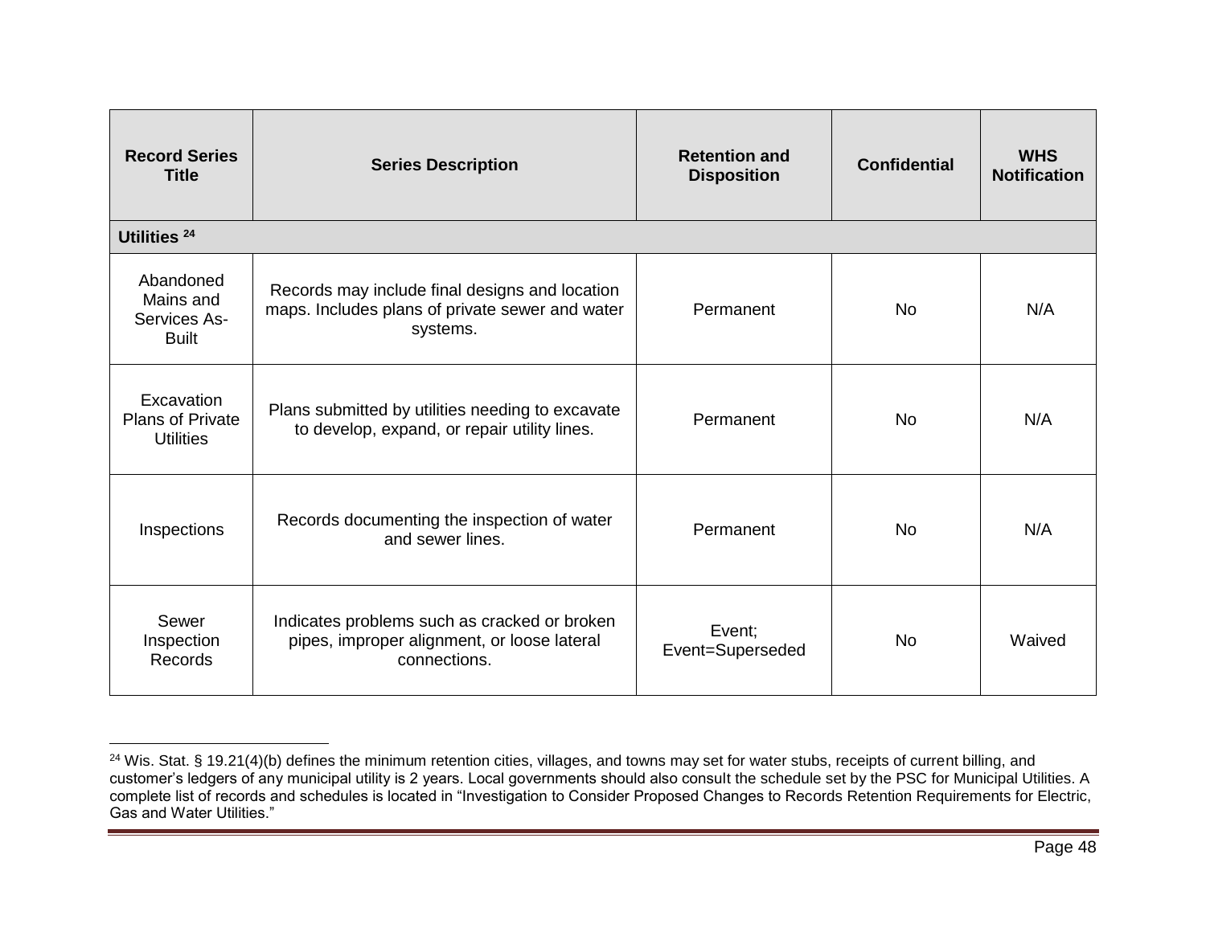| Record Series Title | Series Description | Retention and Disposition | Confidential | WHS Notification |
|---|---|---|---|---|
| **Utilities [24]** | | | | |
| Abandoned Mains and Services As-Built | Records may include final designs and location maps. Includes plans of private sewer and water systems. | Permanent | No | N/A |
| Excavation Plans of Private Utilities | Plans submitted by utilities needing to excavate to develop, expand, or repair utility lines. | Permanent | No | N/A |
| Inspections | Records documenting the inspection of water and sewer lines. | Permanent | No | N/A |
| Sewer Inspection Records | Indicates problems such as cracked or broken pipes, improper alignment, or loose lateral connections. | Event; Event=Superseded | No | Waived |

[24] Wis. Stat. § 19.21(4)(b) defines the minimum retention cities, villages, and towns may set for water stubs, receipts of current billing, and customer's ledgers of any municipal utility is 2 years. Local governments should also consult the schedule set by the PSC for Municipal Utilities. A complete list of records and schedules is located in "Investigation to Consider Proposed Changes to Records Retention Requirements for Electric, Gas and Water Utilities."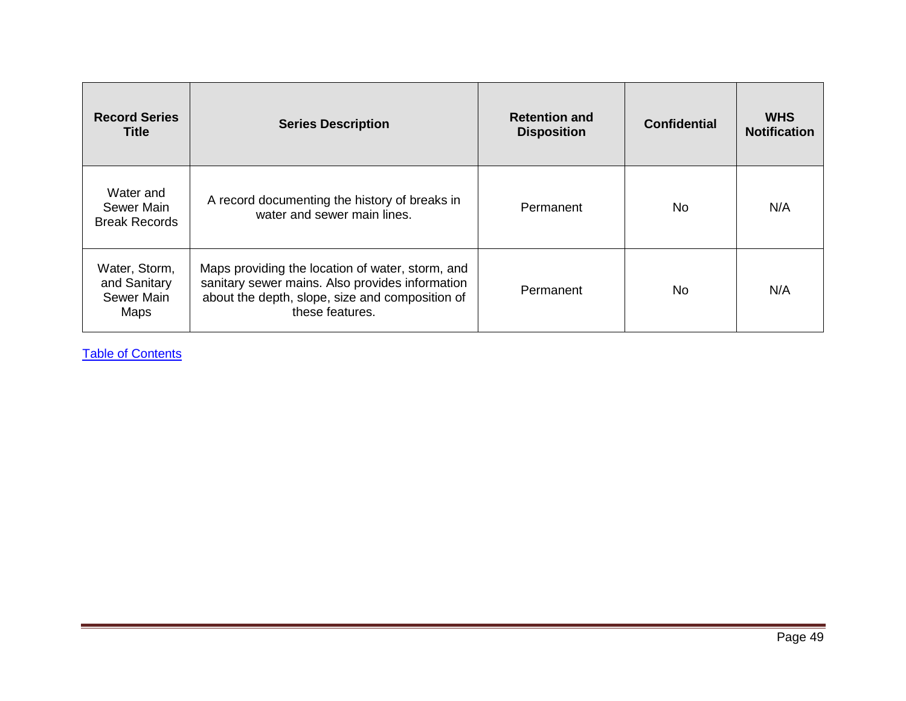| Record Series Title | Series Description | Retention and Disposition | Confidential | WHS Notification |
|---|---|---|---|---|
| Water and Sewer Main Break Records | A record documenting the history of breaks in water and sewer main lines. | Permanent | No | N/A |
| Water, Storm, and Sanitary Sewer Main Maps | Maps providing the location of water, storm, and sanitary sewer mains. Also provides information about the depth, slope, size and composition of these features. | Permanent | No | N/A |

Table of Contents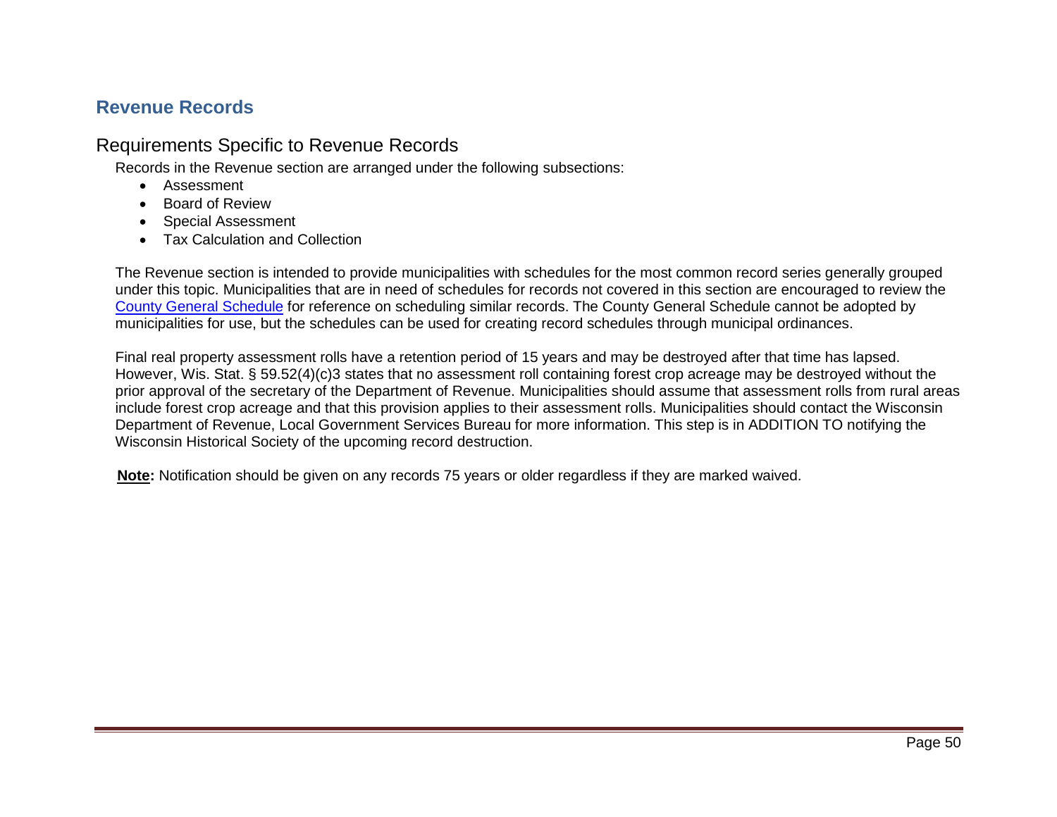## Revenue Records

### Requirements Specific to Revenue Records

Records in the Revenue section are arranged under the following subsections:

- Assessment
- Board of Review
- Special Assessment
- Tax Calculation and Collection

The Revenue section is intended to provide municipalities with schedules for the most common record series generally grouped under this topic. Municipalities that are in need of schedules for records not covered in this section are encouraged to review the County General Schedule for reference on scheduling similar records. The County General Schedule cannot be adopted by municipalities for use, but the schedules can be used for creating record schedules through municipal ordinances.

Final real property assessment rolls have a retention period of 15 years and may be destroyed after that time has lapsed. However, Wis. Stat. § 59.52(4)(c)3 states that no assessment roll containing forest crop acreage may be destroyed without the prior approval of the secretary of the Department of Revenue. Municipalities should assume that assessment rolls from rural areas include forest crop acreage and that this provision applies to their assessment rolls. Municipalities should contact the Wisconsin Department of Revenue, Local Government Services Bureau for more information. This step is in ADDITION TO notifying the Wisconsin Historical Society of the upcoming record destruction.

**Note:** Notification should be given on any records 75 years or older regardless if they are marked waived.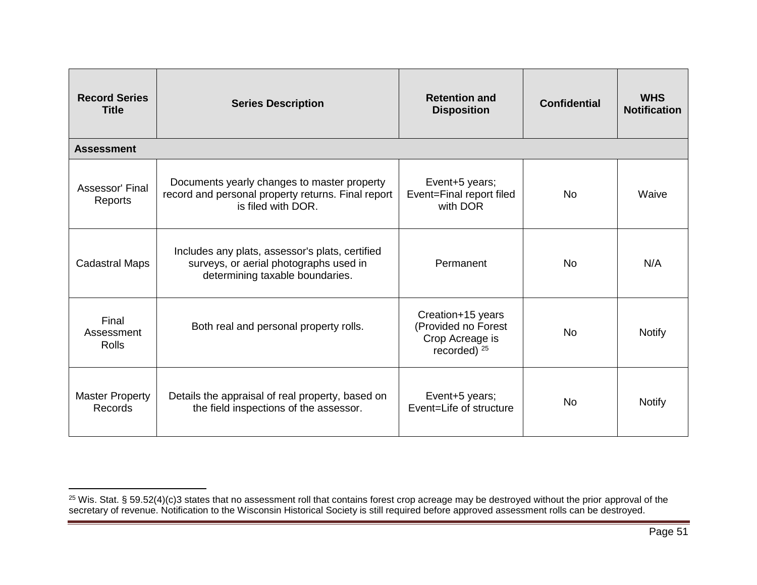| Record Series Title | Series Description | Retention and Disposition | Confidential | WHS Notification |
|---|---|---|---|---|
| **Assessment** | | | | |
| Assessor' Final Reports | Documents yearly changes to master property record and personal property returns. Final report is filed with DOR. | Event+5 years; Event=Final report filed with DOR | No | Waive |
| Cadastral Maps | Includes any plats, assessor's plats, certified surveys, or aerial photographs used in determining taxable boundaries. | Permanent | No | N/A |
| Final Assessment Rolls | Both real and personal property rolls. | Creation+15 years (Provided no Forest Crop Acreage is recorded) [25] | No | Notify |
| Master Property Records | Details the appraisal of real property, based on the field inspections of the assessor. | Event+5 years; Event=Life of structure | No | Notify |

[25] Wis. Stat. § 59.52(4)(c)3 states that no assessment roll that contains forest crop acreage may be destroyed without the prior approval of the secretary of revenue. Notification to the Wisconsin Historical Society is still required before approved assessment rolls can be destroyed.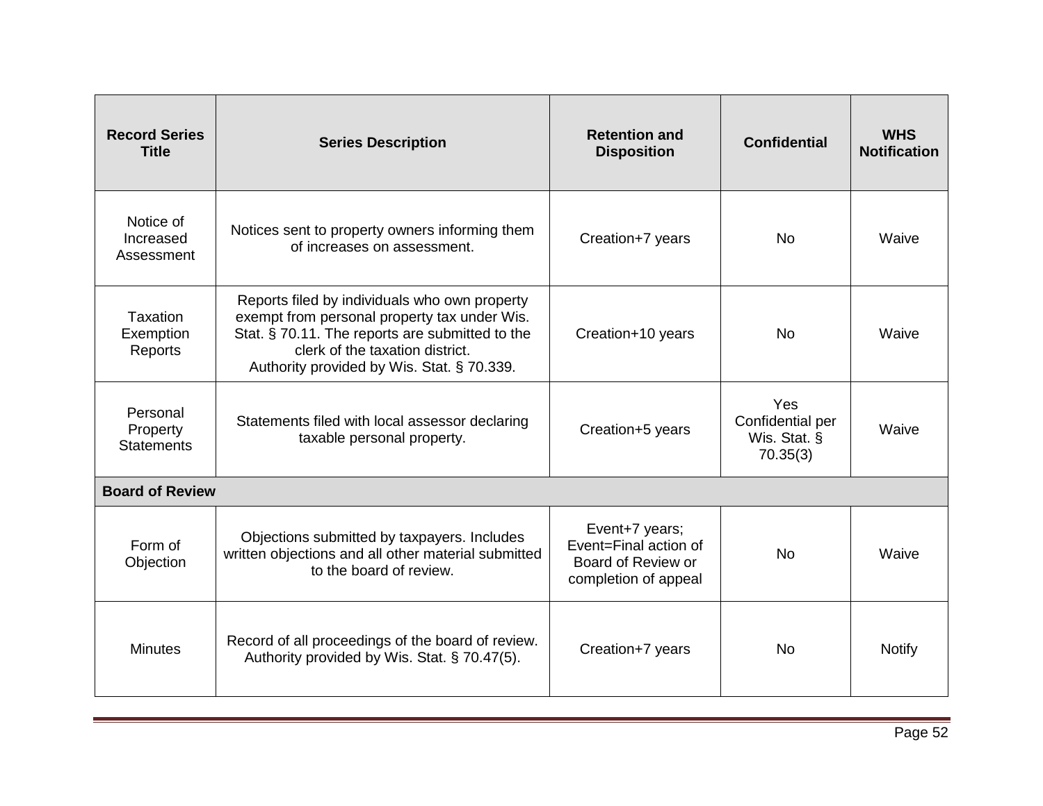| Record Series Title | Series Description | Retention and Disposition | Confidential | WHS Notification |
|---|---|---|---|---|
| Notice of Increased Assessment | Notices sent to property owners informing them of increases on assessment. | Creation+7 years | No | Waive |
| Taxation Exemption Reports | Reports filed by individuals who own property exempt from personal property tax under Wis. Stat. § 70.11. The reports are submitted to the clerk of the taxation district. Authority provided by Wis. Stat. § 70.339. | Creation+10 years | No | Waive |
| Personal Property Statements | Statements filed with local assessor declaring taxable personal property. | Creation+5 years | Yes Confidential per Wis. Stat. § 70.35(3) | Waive |
| **Board of Review** | | | | |
| Form of Objection | Objections submitted by taxpayers. Includes written objections and all other material submitted to the board of review. | Event+7 years; Event=Final action of Board of Review or completion of appeal | No | Waive |
| Minutes | Record of all proceedings of the board of review. Authority provided by Wis. Stat. § 70.47(5). | Creation+7 years | No | Notify |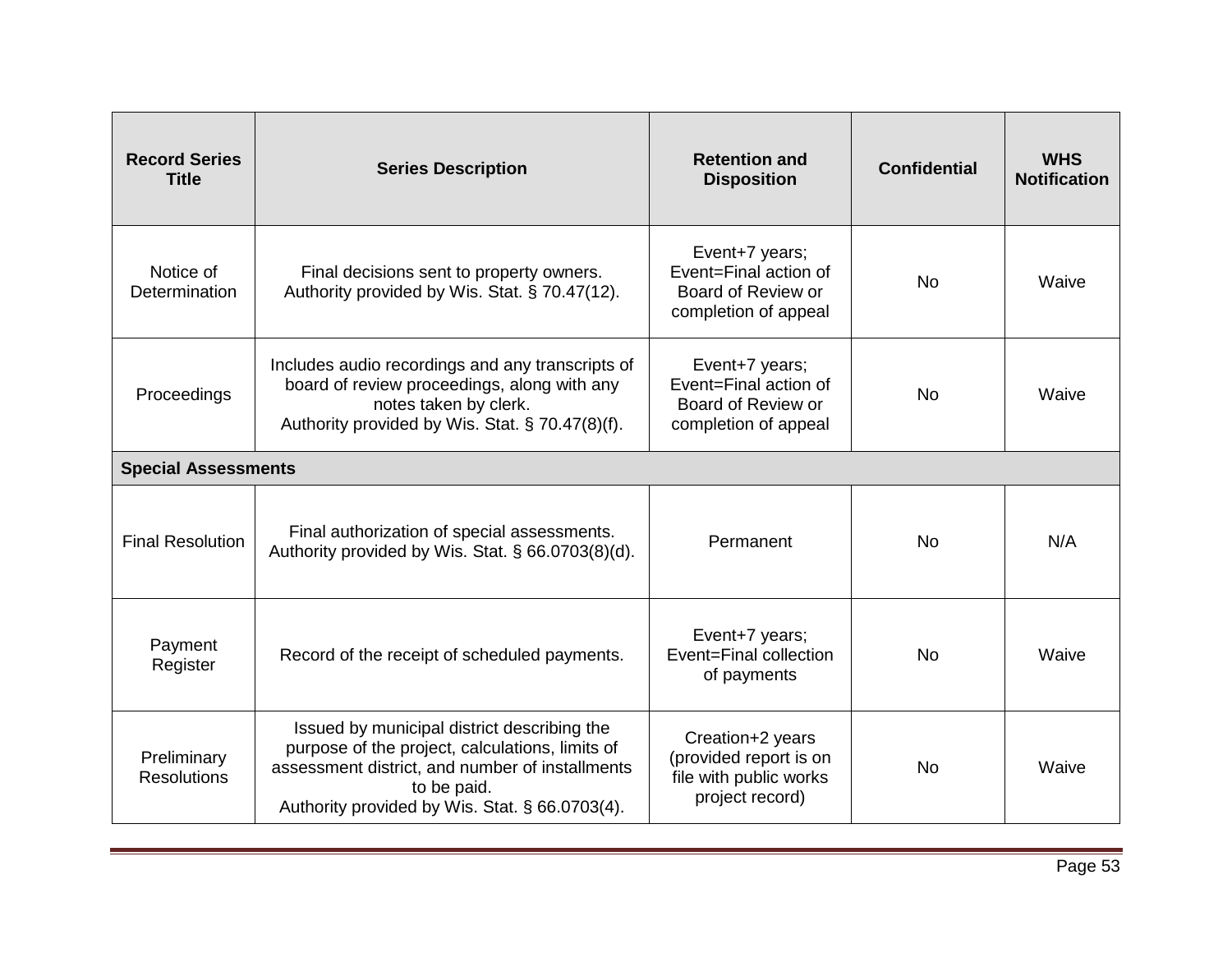| Record Series Title | Series Description | Retention and Disposition | Confidential | WHS Notification |
|---|---|---|---|---|
| Notice of Determination | Final decisions sent to property owners. Authority provided by Wis. Stat. § 70.47(12). | Event+7 years; Event=Final action of Board of Review or completion of appeal | No | Waive |
| Proceedings | Includes audio recordings and any transcripts of board of review proceedings, along with any notes taken by clerk. Authority provided by Wis. Stat. § 70.47(8)(f). | Event+7 years; Event=Final action of Board of Review or completion of appeal | No | Waive |
| **Special Assessments** | | | | |
| Final Resolution | Final authorization of special assessments. Authority provided by Wis. Stat. § 66.0703(8)(d). | Permanent | No | N/A |
| Payment Register | Record of the receipt of scheduled payments. | Event+7 years; Event=Final collection of payments | No | Waive |
| Preliminary Resolutions | Issued by municipal district describing the purpose of the project, calculations, limits of assessment district, and number of installments to be paid. Authority provided by Wis. Stat. § 66.0703(4). | Creation+2 years (provided report is on file with public works project record) | No | Waive |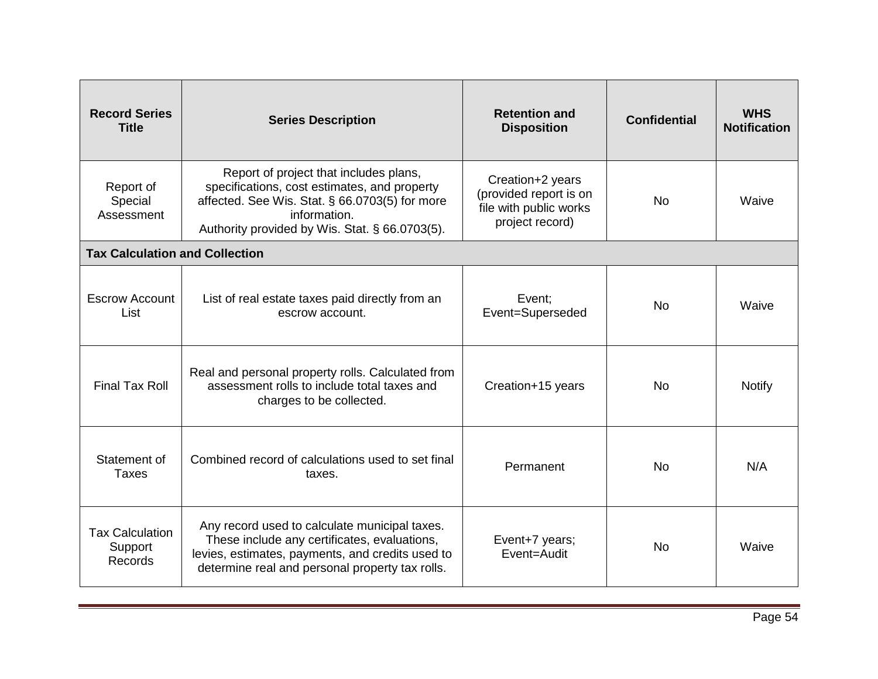| Record Series Title | Series Description | Retention and Disposition | Confidential | WHS Notification |
|---|---|---|---|---|
| Report of Special Assessment | Report of project that includes plans, specifications, cost estimates, and property affected. See Wis. Stat. § 66.0703(5) for more information.<br>Authority provided by Wis. Stat. § 66.0703(5). | Creation+2 years (provided report is on file with public works project record) | No | Waive |
| **Tax Calculation and Collection** | | | | |
| Escrow Account List | List of real estate taxes paid directly from an escrow account. | Event; Event=Superseded | No | Waive |
| Final Tax Roll | Real and personal property rolls. Calculated from assessment rolls to include total taxes and charges to be collected. | Creation+15 years | No | Notify |
| Statement of Taxes | Combined record of calculations used to set final taxes. | Permanent | No | N/A |
| Tax Calculation Support Records | Any record used to calculate municipal taxes. These include any certificates, evaluations, levies, estimates, payments, and credits used to determine real and personal property tax rolls. | Event+7 years; Event=Audit | No | Waive |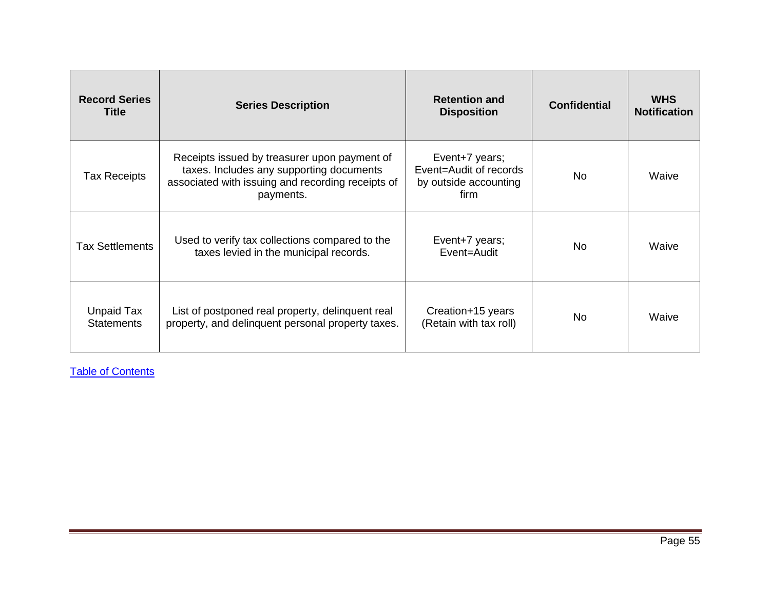| Record Series Title | Series Description | Retention and Disposition | Confidential | WHS Notification |
| --- | --- | --- | --- | --- |
| Tax Receipts | Receipts issued by treasurer upon payment of taxes. Includes any supporting documents associated with issuing and recording receipts of payments. | Event+7 years; Event=Audit of records by outside accounting firm | No | Waive |
| Tax Settlements | Used to verify tax collections compared to the taxes levied in the municipal records. | Event+7 years; Event=Audit | No | Waive |
| Unpaid Tax Statements | List of postponed real property, delinquent real property, and delinquent personal property taxes. | Creation+15 years (Retain with tax roll) | No | Waive |

Table of Contents